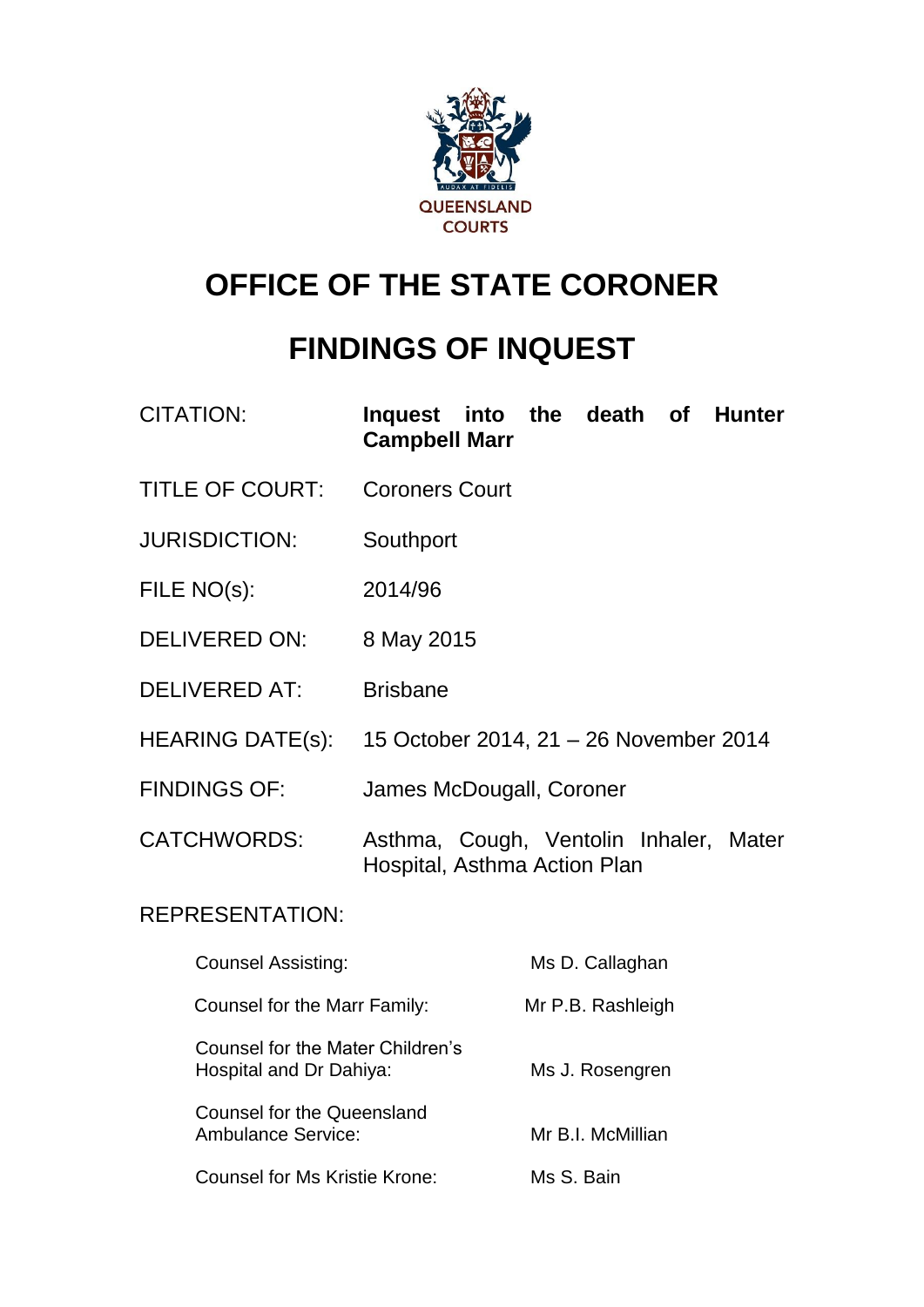QUEENSLAND COURTS

# OFFICE OF THE STATE CORONER

# FINDINGS OF INQUEST

| | |
|---|---|
| CITATION: | **Inquest into the death of Hunter Campbell Marr** |
| TITLE OF COURT: | Coroners Court |
| JURISDICTION: | Southport |
| FILE NO(s): | 2014/96 |
| DELIVERED ON: | 8 May 2015 |
| DELIVERED AT: | Brisbane |
| HEARING DATE(s): | 15 October 2014, 21 – 26 November 2014 |
| FINDINGS OF: | James McDougall, Coroner |
| CATCHWORDS: | Asthma, Cough, Ventolin Inhaler, Mater Hospital, Asthma Action Plan |

REPRESENTATION:

| | |
|---|---|
| Counsel Assisting: | Ms D. Callaghan |
| Counsel for the Marr Family: | Mr P.B. Rashleigh |
| Counsel for the Mater Children's Hospital and Dr Dahiya: | Ms J. Rosengren |
| Counsel for the Queensland Ambulance Service: | Mr B.I. McMillian |
| Counsel for Ms Kristie Krone: | Ms S. Bain |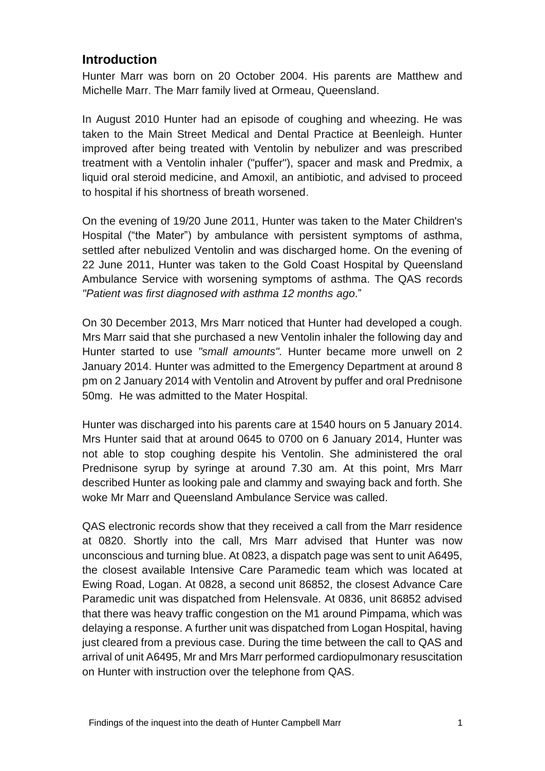## Introduction

Hunter Marr was born on 20 October 2004. His parents are Matthew and Michelle Marr. The Marr family lived at Ormeau, Queensland.

In August 2010 Hunter had an episode of coughing and wheezing. He was taken to the Main Street Medical and Dental Practice at Beenleigh. Hunter improved after being treated with Ventolin by nebulizer and was prescribed treatment with a Ventolin inhaler ("puffer"), spacer and mask and Predmix, a liquid oral steroid medicine, and Amoxil, an antibiotic, and advised to proceed to hospital if his shortness of breath worsened.

On the evening of 19/20 June 2011, Hunter was taken to the Mater Children's Hospital ("the Mater") by ambulance with persistent symptoms of asthma, settled after nebulized Ventolin and was discharged home. On the evening of 22 June 2011, Hunter was taken to the Gold Coast Hospital by Queensland Ambulance Service with worsening symptoms of asthma. The QAS records *"Patient was first diagnosed with asthma 12 months ago*."

On 30 December 2013, Mrs Marr noticed that Hunter had developed a cough. Mrs Marr said that she purchased a new Ventolin inhaler the following day and Hunter started to use *"small amounts".* Hunter became more unwell on 2 January 2014. Hunter was admitted to the Emergency Department at around 8 pm on 2 January 2014 with Ventolin and Atrovent by puffer and oral Prednisone 50mg. He was admitted to the Mater Hospital.

Hunter was discharged into his parents care at 1540 hours on 5 January 2014. Mrs Hunter said that at around 0645 to 0700 on 6 January 2014, Hunter was not able to stop coughing despite his Ventolin. She administered the oral Prednisone syrup by syringe at around 7.30 am. At this point, Mrs Marr described Hunter as looking pale and clammy and swaying back and forth. She woke Mr Marr and Queensland Ambulance Service was called.

QAS electronic records show that they received a call from the Marr residence at 0820. Shortly into the call, Mrs Marr advised that Hunter was now unconscious and turning blue. At 0823, a dispatch page was sent to unit A6495, the closest available Intensive Care Paramedic team which was located at Ewing Road, Logan. At 0828, a second unit 86852, the closest Advance Care Paramedic unit was dispatched from Helensvale. At 0836, unit 86852 advised that there was heavy traffic congestion on the M1 around Pimpama, which was delaying a response. A further unit was dispatched from Logan Hospital, having just cleared from a previous case. During the time between the call to QAS and arrival of unit A6495, Mr and Mrs Marr performed cardiopulmonary resuscitation on Hunter with instruction over the telephone from QAS.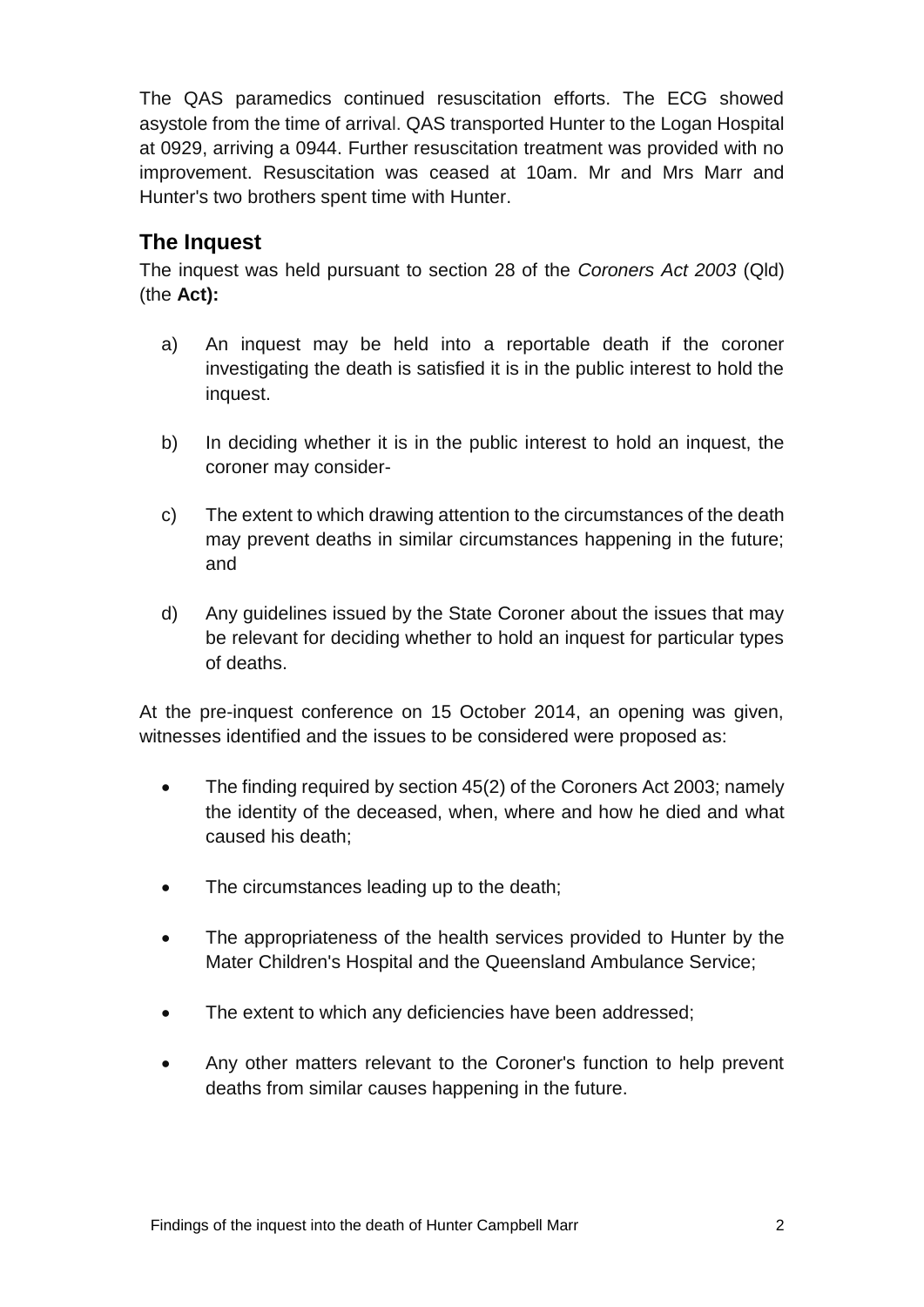The QAS paramedics continued resuscitation efforts. The ECG showed asystole from the time of arrival. QAS transported Hunter to the Logan Hospital at 0929, arriving a 0944. Further resuscitation treatment was provided with no improvement. Resuscitation was ceased at 10am. Mr and Mrs Marr and Hunter's two brothers spent time with Hunter.

## The Inquest

The inquest was held pursuant to section 28 of the *Coroners Act 2003* (Qld) (the **Act):**

a) An inquest may be held into a reportable death if the coroner investigating the death is satisfied it is in the public interest to hold the inquest.

b) In deciding whether it is in the public interest to hold an inquest, the coroner may consider-

c) The extent to which drawing attention to the circumstances of the death may prevent deaths in similar circumstances happening in the future; and

d) Any guidelines issued by the State Coroner about the issues that may be relevant for deciding whether to hold an inquest for particular types of deaths.

At the pre-inquest conference on 15 October 2014, an opening was given, witnesses identified and the issues to be considered were proposed as:

- The finding required by section 45(2) of the Coroners Act 2003; namely the identity of the deceased, when, where and how he died and what caused his death;
- The circumstances leading up to the death;
- The appropriateness of the health services provided to Hunter by the Mater Children's Hospital and the Queensland Ambulance Service;
- The extent to which any deficiencies have been addressed;
- Any other matters relevant to the Coroner's function to help prevent deaths from similar causes happening in the future.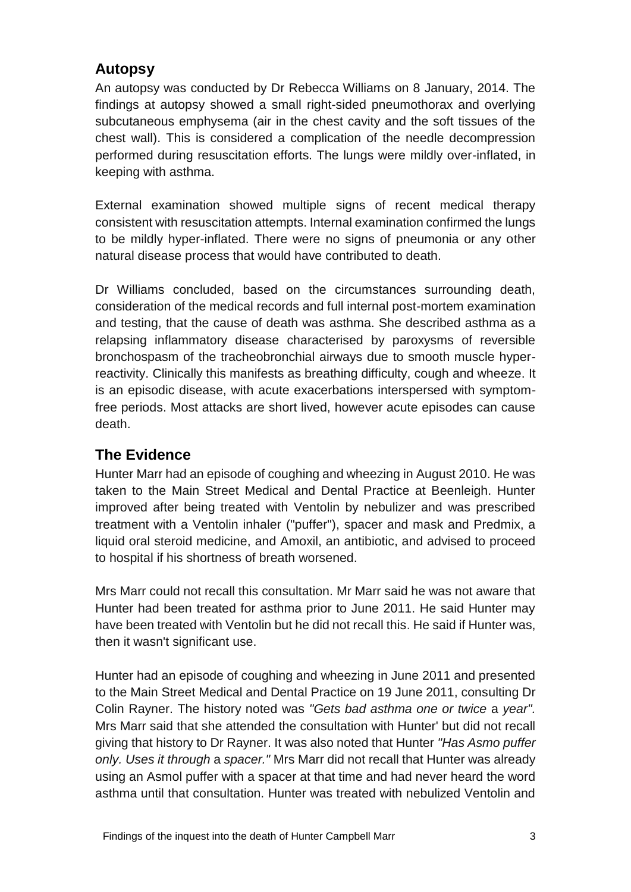## Autopsy

An autopsy was conducted by Dr Rebecca Williams on 8 January, 2014. The findings at autopsy showed a small right-sided pneumothorax and overlying subcutaneous emphysema (air in the chest cavity and the soft tissues of the chest wall). This is considered a complication of the needle decompression performed during resuscitation efforts. The lungs were mildly over-inflated, in keeping with asthma.

External examination showed multiple signs of recent medical therapy consistent with resuscitation attempts. Internal examination confirmed the lungs to be mildly hyper-inflated. There were no signs of pneumonia or any other natural disease process that would have contributed to death.

Dr Williams concluded, based on the circumstances surrounding death, consideration of the medical records and full internal post-mortem examination and testing, that the cause of death was asthma. She described asthma as a relapsing inflammatory disease characterised by paroxysms of reversible bronchospasm of the tracheobronchial airways due to smooth muscle hyper-reactivity. Clinically this manifests as breathing difficulty, cough and wheeze. It is an episodic disease, with acute exacerbations interspersed with symptom-free periods. Most attacks are short lived, however acute episodes can cause death.

## The Evidence

Hunter Marr had an episode of coughing and wheezing in August 2010. He was taken to the Main Street Medical and Dental Practice at Beenleigh. Hunter improved after being treated with Ventolin by nebulizer and was prescribed treatment with a Ventolin inhaler ("puffer"), spacer and mask and Predmix, a liquid oral steroid medicine, and Amoxil, an antibiotic, and advised to proceed to hospital if his shortness of breath worsened.

Mrs Marr could not recall this consultation. Mr Marr said he was not aware that Hunter had been treated for asthma prior to June 2011. He said Hunter may have been treated with Ventolin but he did not recall this. He said if Hunter was, then it wasn't significant use.

Hunter had an episode of coughing and wheezing in June 2011 and presented to the Main Street Medical and Dental Practice on 19 June 2011, consulting Dr Colin Rayner. The history noted was *"Gets bad asthma one or twice* a *year".* Mrs Marr said that she attended the consultation with Hunter' but did not recall giving that history to Dr Rayner. It was also noted that Hunter *"Has Asmo puffer only. Uses it through* a *spacer."* Mrs Marr did not recall that Hunter was already using an Asmol puffer with a spacer at that time and had never heard the word asthma until that consultation. Hunter was treated with nebulized Ventolin and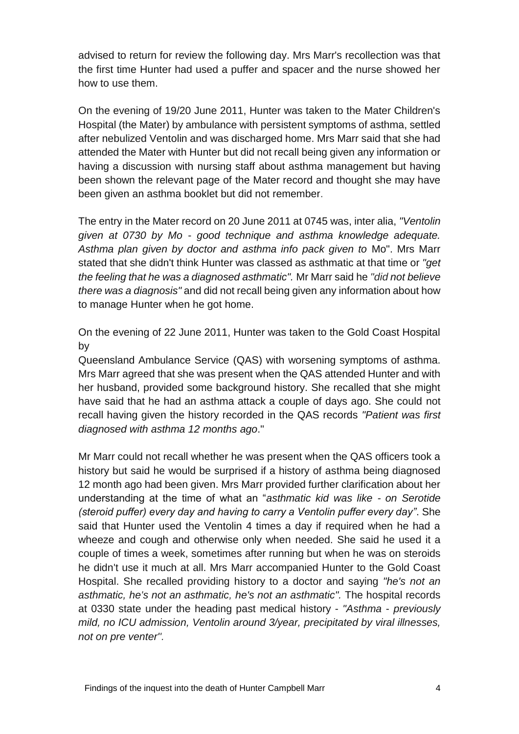advised to return for review the following day. Mrs Marr's recollection was that the first time Hunter had used a puffer and spacer and the nurse showed her how to use them.

On the evening of 19/20 June 2011, Hunter was taken to the Mater Children's Hospital (the Mater) by ambulance with persistent symptoms of asthma, settled after nebulized Ventolin and was discharged home. Mrs Marr said that she had attended the Mater with Hunter but did not recall being given any information or having a discussion with nursing staff about asthma management but having been shown the relevant page of the Mater record and thought she may have been given an asthma booklet but did not remember.

The entry in the Mater record on 20 June 2011 at 0745 was, inter alia, *"Ventolin given at 0730 by Mo - good technique and asthma knowledge adequate. Asthma plan given by doctor and asthma info pack given to* Mo". Mrs Marr stated that she didn't think Hunter was classed as asthmatic at that time or *"get the feeling that he was a diagnosed asthmatic".* Mr Marr said he *"did not believe there was a diagnosis"* and did not recall being given any information about how to manage Hunter when he got home.

On the evening of 22 June 2011, Hunter was taken to the Gold Coast Hospital by

Queensland Ambulance Service (QAS) with worsening symptoms of asthma. Mrs Marr agreed that she was present when the QAS attended Hunter and with her husband, provided some background history. She recalled that she might have said that he had an asthma attack a couple of days ago. She could not recall having given the history recorded in the QAS records *"Patient was first diagnosed with asthma 12 months ago*."

Mr Marr could not recall whether he was present when the QAS officers took a history but said he would be surprised if a history of asthma being diagnosed 12 month ago had been given. Mrs Marr provided further clarification about her understanding at the time of what an "*asthmatic kid was like - on Serotide (steroid puffer) every day and having to carry a Ventolin puffer every day"*. She said that Hunter used the Ventolin 4 times a day if required when he had a wheeze and cough and otherwise only when needed. She said he used it a couple of times a week, sometimes after running but when he was on steroids he didn't use it much at all. Mrs Marr accompanied Hunter to the Gold Coast Hospital. She recalled providing history to a doctor and saying *"he's not an asthmatic, he's not an asthmatic, he's not an asthmatic".* The hospital records at 0330 state under the heading past medical history - *"Asthma - previously mild, no ICU admission, Ventolin around 3/year, precipitated by viral illnesses, not on pre venter''.*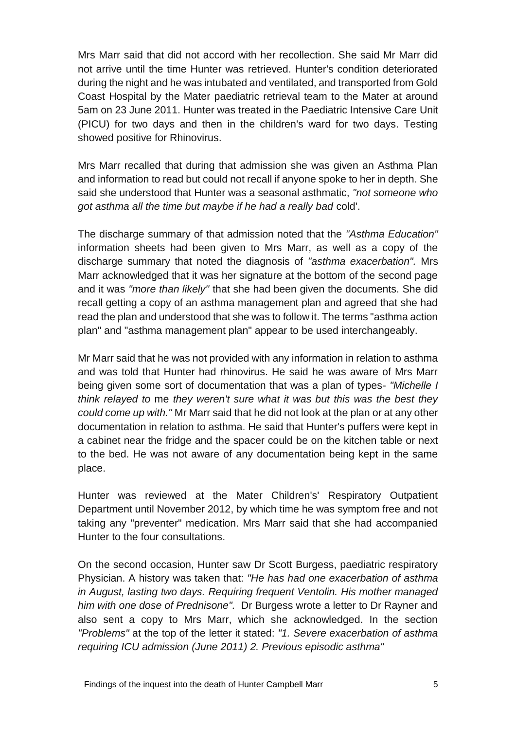Mrs Marr said that did not accord with her recollection. She said Mr Marr did not arrive until the time Hunter was retrieved. Hunter's condition deteriorated during the night and he was intubated and ventilated, and transported from Gold Coast Hospital by the Mater paediatric retrieval team to the Mater at around 5am on 23 June 2011. Hunter was treated in the Paediatric Intensive Care Unit (PICU) for two days and then in the children's ward for two days. Testing showed positive for Rhinovirus.

Mrs Marr recalled that during that admission she was given an Asthma Plan and information to read but could not recall if anyone spoke to her in depth. She said she understood that Hunter was a seasonal asthmatic, *"not someone who got asthma all the time but maybe if he had a really bad* cold'.

The discharge summary of that admission noted that the *"Asthma Education"* information sheets had been given to Mrs Marr, as well as a copy of the discharge summary that noted the diagnosis of *"asthma exacerbation".* Mrs Marr acknowledged that it was her signature at the bottom of the second page and it was *"more than likely"* that she had been given the documents. She did recall getting a copy of an asthma management plan and agreed that she had read the plan and understood that she was to follow it. The terms "asthma action plan" and "asthma management plan" appear to be used interchangeably.

Mr Marr said that he was not provided with any information in relation to asthma and was told that Hunter had rhinovirus. He said he was aware of Mrs Marr being given some sort of documentation that was a plan of types- *"Michelle I think relayed to* me *they weren't sure what it was but this was the best they could come up with."* Mr Marr said that he did not look at the plan or at any other documentation in relation to asthma. He said that Hunter's puffers were kept in a cabinet near the fridge and the spacer could be on the kitchen table or next to the bed. He was not aware of any documentation being kept in the same place.

Hunter was reviewed at the Mater Children's' Respiratory Outpatient Department until November 2012, by which time he was symptom free and not taking any "preventer" medication. Mrs Marr said that she had accompanied Hunter to the four consultations.

On the second occasion, Hunter saw Dr Scott Burgess, paediatric respiratory Physician. A history was taken that: *"He has had one exacerbation of asthma in August, lasting two days. Requiring frequent Ventolin. His mother managed him with one dose of Prednisone".* Dr Burgess wrote a letter to Dr Rayner and also sent a copy to Mrs Marr, which she acknowledged. In the section *"Problems"* at the top of the letter it stated: *"1. Severe exacerbation of asthma requiring ICU admission (June 2011) 2. Previous episodic asthma"*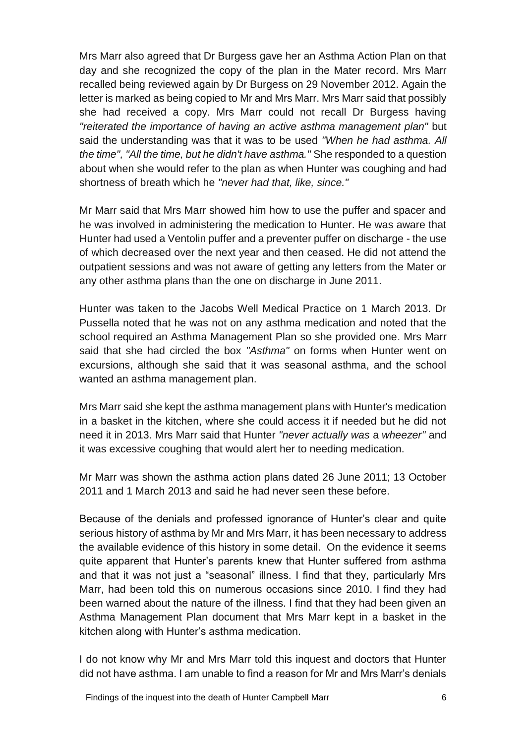Mrs Marr also agreed that Dr Burgess gave her an Asthma Action Plan on that day and she recognized the copy of the plan in the Mater record. Mrs Marr recalled being reviewed again by Dr Burgess on 29 November 2012. Again the letter is marked as being copied to Mr and Mrs Marr. Mrs Marr said that possibly she had received a copy. Mrs Marr could not recall Dr Burgess having *"reiterated the importance of having an active asthma management plan"* but said the understanding was that it was to be used *"When he had asthma. All the time", "All the time, but he didn't have asthma."* She responded to a question about when she would refer to the plan as when Hunter was coughing and had shortness of breath which he *"never had that, like, since."*

Mr Marr said that Mrs Marr showed him how to use the puffer and spacer and he was involved in administering the medication to Hunter. He was aware that Hunter had used a Ventolin puffer and a preventer puffer on discharge - the use of which decreased over the next year and then ceased. He did not attend the outpatient sessions and was not aware of getting any letters from the Mater or any other asthma plans than the one on discharge in June 2011.

Hunter was taken to the Jacobs Well Medical Practice on 1 March 2013. Dr Pussella noted that he was not on any asthma medication and noted that the school required an Asthma Management Plan so she provided one. Mrs Marr said that she had circled the box *"Asthma"* on forms when Hunter went on excursions, although she said that it was seasonal asthma, and the school wanted an asthma management plan.

Mrs Marr said she kept the asthma management plans with Hunter's medication in a basket in the kitchen, where she could access it if needed but he did not need it in 2013. Mrs Marr said that Hunter *"never actually was* a *wheezer"* and it was excessive coughing that would alert her to needing medication.

Mr Marr was shown the asthma action plans dated 26 June 2011; 13 October 2011 and 1 March 2013 and said he had never seen these before.

Because of the denials and professed ignorance of Hunter's clear and quite serious history of asthma by Mr and Mrs Marr, it has been necessary to address the available evidence of this history in some detail. On the evidence it seems quite apparent that Hunter's parents knew that Hunter suffered from asthma and that it was not just a "seasonal" illness. I find that they, particularly Mrs Marr, had been told this on numerous occasions since 2010. I find they had been warned about the nature of the illness. I find that they had been given an Asthma Management Plan document that Mrs Marr kept in a basket in the kitchen along with Hunter's asthma medication.

I do not know why Mr and Mrs Marr told this inquest and doctors that Hunter did not have asthma. I am unable to find a reason for Mr and Mrs Marr's denials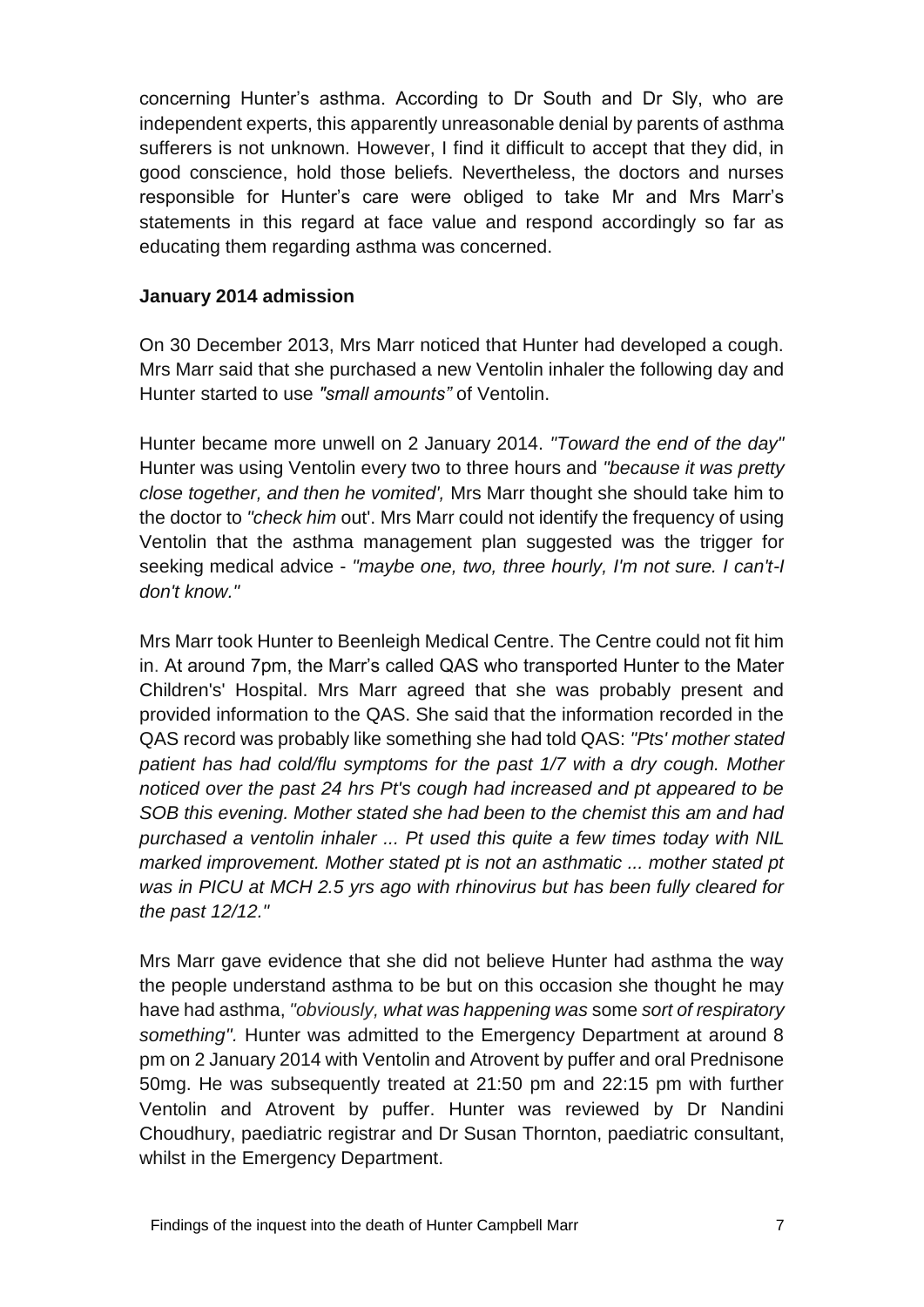concerning Hunter's asthma. According to Dr South and Dr Sly, who are independent experts, this apparently unreasonable denial by parents of asthma sufferers is not unknown. However, I find it difficult to accept that they did, in good conscience, hold those beliefs. Nevertheless, the doctors and nurses responsible for Hunter's care were obliged to take Mr and Mrs Marr's statements in this regard at face value and respond accordingly so far as educating them regarding asthma was concerned.

**January 2014 admission**

On 30 December 2013, Mrs Marr noticed that Hunter had developed a cough. Mrs Marr said that she purchased a new Ventolin inhaler the following day and Hunter started to use *"small amounts"* of Ventolin.

Hunter became more unwell on 2 January 2014. *"Toward the end of the day"* Hunter was using Ventolin every two to three hours and *"because it was pretty close together, and then he vomited',* Mrs Marr thought she should take him to the doctor to *"check him* out'. Mrs Marr could not identify the frequency of using Ventolin that the asthma management plan suggested was the trigger for seeking medical advice - *"maybe one, two, three hourly, I'm not sure. I can't-I don't know."*

Mrs Marr took Hunter to Beenleigh Medical Centre. The Centre could not fit him in. At around 7pm, the Marr's called QAS who transported Hunter to the Mater Children's' Hospital. Mrs Marr agreed that she was probably present and provided information to the QAS. She said that the information recorded in the QAS record was probably like something she had told QAS: *"Pts' mother stated patient has had cold/flu symptoms for the past 1/7 with a dry cough. Mother noticed over the past 24 hrs Pt's cough had increased and pt appeared to be SOB this evening. Mother stated she had been to the chemist this am and had purchased a ventolin inhaler ... Pt used this quite a few times today with NIL marked improvement. Mother stated pt is not an asthmatic ... mother stated pt was in PICU at MCH 2.5 yrs ago with rhinovirus but has been fully cleared for the past 12/12."*

Mrs Marr gave evidence that she did not believe Hunter had asthma the way the people understand asthma to be but on this occasion she thought he may have had asthma, *"obviously, what was happening was* some *sort of respiratory something".* Hunter was admitted to the Emergency Department at around 8 pm on 2 January 2014 with Ventolin and Atrovent by puffer and oral Prednisone 50mg. He was subsequently treated at 21:50 pm and 22:15 pm with further Ventolin and Atrovent by puffer. Hunter was reviewed by Dr Nandini Choudhury, paediatric registrar and Dr Susan Thornton, paediatric consultant, whilst in the Emergency Department.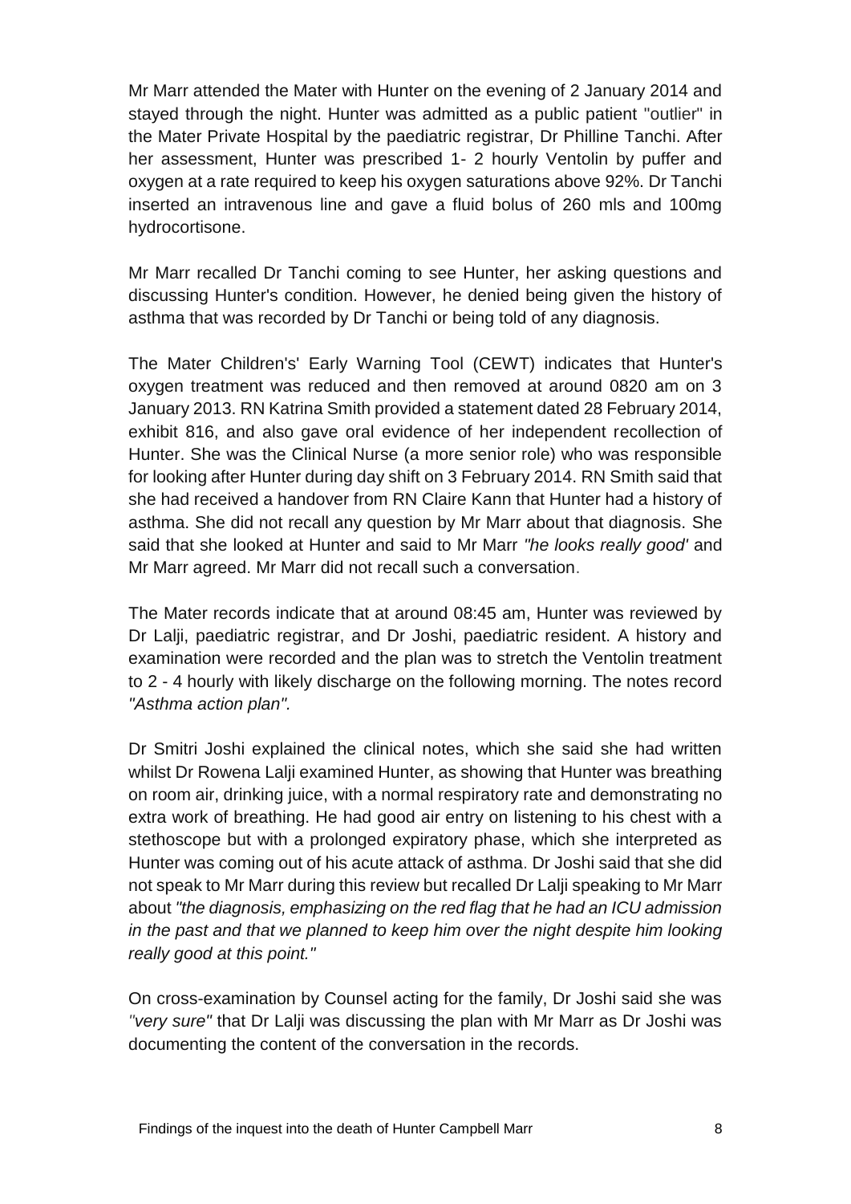Mr Marr attended the Mater with Hunter on the evening of 2 January 2014 and stayed through the night. Hunter was admitted as a public patient "outlier" in the Mater Private Hospital by the paediatric registrar, Dr Philline Tanchi. After her assessment, Hunter was prescribed 1- 2 hourly Ventolin by puffer and oxygen at a rate required to keep his oxygen saturations above 92%. Dr Tanchi inserted an intravenous line and gave a fluid bolus of 260 mls and 100mg hydrocortisone.

Mr Marr recalled Dr Tanchi coming to see Hunter, her asking questions and discussing Hunter's condition. However, he denied being given the history of asthma that was recorded by Dr Tanchi or being told of any diagnosis.

The Mater Children's' Early Warning Tool (CEWT) indicates that Hunter's oxygen treatment was reduced and then removed at around 0820 am on 3 January 2013. RN Katrina Smith provided a statement dated 28 February 2014, exhibit 816, and also gave oral evidence of her independent recollection of Hunter. She was the Clinical Nurse (a more senior role) who was responsible for looking after Hunter during day shift on 3 February 2014. RN Smith said that she had received a handover from RN Claire Kann that Hunter had a history of asthma. She did not recall any question by Mr Marr about that diagnosis. She said that she looked at Hunter and said to Mr Marr *"he looks really good'* and Mr Marr agreed. Mr Marr did not recall such a conversation.

The Mater records indicate that at around 08:45 am, Hunter was reviewed by Dr Lalji, paediatric registrar, and Dr Joshi, paediatric resident. A history and examination were recorded and the plan was to stretch the Ventolin treatment to 2 - 4 hourly with likely discharge on the following morning. The notes record *"Asthma action plan".*

Dr Smitri Joshi explained the clinical notes, which she said she had written whilst Dr Rowena Lalji examined Hunter, as showing that Hunter was breathing on room air, drinking juice, with a normal respiratory rate and demonstrating no extra work of breathing. He had good air entry on listening to his chest with a stethoscope but with a prolonged expiratory phase, which she interpreted as Hunter was coming out of his acute attack of asthma. Dr Joshi said that she did not speak to Mr Marr during this review but recalled Dr Lalji speaking to Mr Marr about *"the diagnosis, emphasizing on the red flag that he had an ICU admission in the past and that we planned to keep him over the night despite him looking really good at this point."*

On cross-examination by Counsel acting for the family, Dr Joshi said she was *"very sure"* that Dr Lalji was discussing the plan with Mr Marr as Dr Joshi was documenting the content of the conversation in the records.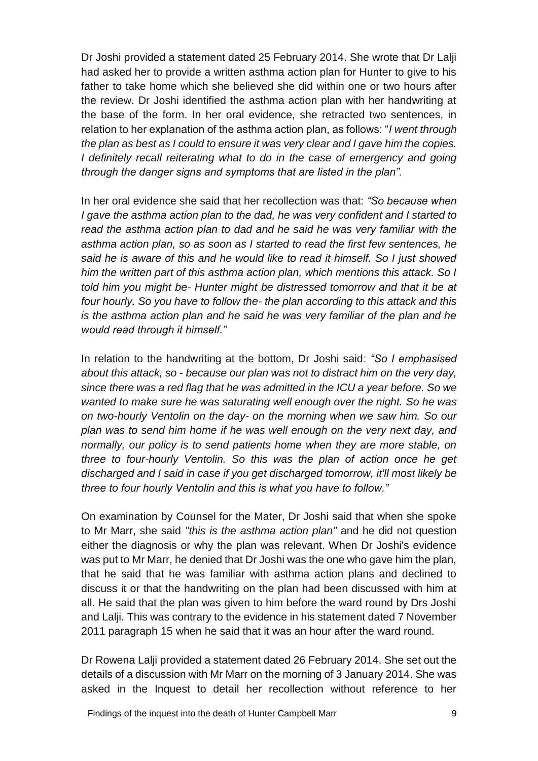Dr Joshi provided a statement dated 25 February 2014. She wrote that Dr Lalji had asked her to provide a written asthma action plan for Hunter to give to his father to take home which she believed she did within one or two hours after the review. Dr Joshi identified the asthma action plan with her handwriting at the base of the form. In her oral evidence, she retracted two sentences, in relation to her explanation of the asthma action plan, as follows: "*I went through the plan as best as I could to ensure it was very clear and I gave him the copies. I definitely recall reiterating what to do in the case of emergency and going through the danger signs and symptoms that are listed in the plan".*

In her oral evidence she said that her recollection was that: *"So because when I gave the asthma action plan to the dad, he was very confident and I started to read the asthma action plan to dad and he said he was very familiar with the asthma action plan, so as soon as I started to read the first few sentences, he said he is aware of this and he would like to read it himself. So I just showed him the written part of this asthma action plan, which mentions this attack. So I told him you might be- Hunter might be distressed tomorrow and that it be at four hourly. So you have to follow the- the plan according to this attack and this is the asthma action plan and he said he was very familiar of the plan and he would read through it himself."*

In relation to the handwriting at the bottom, Dr Joshi said: *"So I emphasised about this attack, so - because our plan was not to distract him on the very day, since there was a red flag that he was admitted in the ICU a year before. So we wanted to make sure he was saturating well enough over the night. So he was on two-hourly Ventolin on the day- on the morning when we saw him. So our plan was to send him home if he was well enough on the very next day, and normally, our policy is to send patients home when they are more stable, on three to four-hourly Ventolin. So this was the plan of action once he get discharged and I said in case if you get discharged tomorrow, it'll most likely be three to four hourly Ventolin and this is what you have to follow."*

On examination by Counsel for the Mater, Dr Joshi said that when she spoke to Mr Marr, she said *"this is the asthma action plan"* and he did not question either the diagnosis or why the plan was relevant. When Dr Joshi's evidence was put to Mr Marr, he denied that Dr Joshi was the one who gave him the plan, that he said that he was familiar with asthma action plans and declined to discuss it or that the handwriting on the plan had been discussed with him at all. He said that the plan was given to him before the ward round by Drs Joshi and Lalji. This was contrary to the evidence in his statement dated 7 November 2011 paragraph 15 when he said that it was an hour after the ward round.

Dr Rowena Lalji provided a statement dated 26 February 2014. She set out the details of a discussion with Mr Marr on the morning of 3 January 2014. She was asked in the Inquest to detail her recollection without reference to her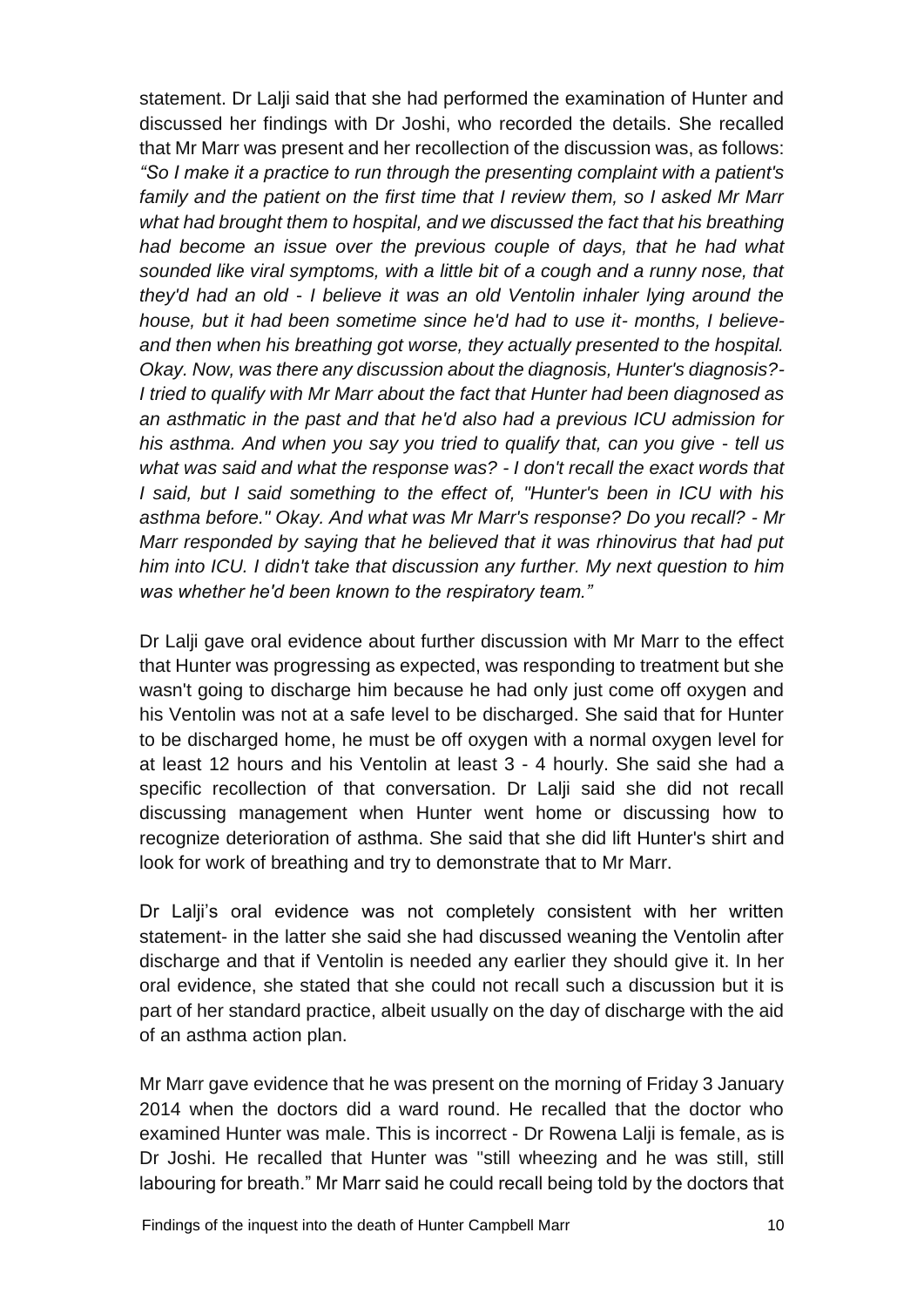statement. Dr Lalji said that she had performed the examination of Hunter and discussed her findings with Dr Joshi, who recorded the details. She recalled that Mr Marr was present and her recollection of the discussion was, as follows: *"So I make it a practice to run through the presenting complaint with a patient's family and the patient on the first time that I review them, so I asked Mr Marr what had brought them to hospital, and we discussed the fact that his breathing had become an issue over the previous couple of days, that he had what sounded like viral symptoms, with a little bit of a cough and a runny nose, that they'd had an old - I believe it was an old Ventolin inhaler lying around the house, but it had been sometime since he'd had to use it- months, I believe- and then when his breathing got worse, they actually presented to the hospital. Okay. Now, was there any discussion about the diagnosis, Hunter's diagnosis?- I tried to qualify with Mr Marr about the fact that Hunter had been diagnosed as an asthmatic in the past and that he'd also had a previous ICU admission for his asthma. And when you say you tried to qualify that, can you give - tell us what was said and what the response was? - I don't recall the exact words that I said, but I said something to the effect of, "Hunter's been in ICU with his asthma before." Okay. And what was Mr Marr's response? Do you recall? - Mr Marr responded by saying that he believed that it was rhinovirus that had put him into ICU. I didn't take that discussion any further. My next question to him was whether he'd been known to the respiratory team."*

Dr Lalji gave oral evidence about further discussion with Mr Marr to the effect that Hunter was progressing as expected, was responding to treatment but she wasn't going to discharge him because he had only just come off oxygen and his Ventolin was not at a safe level to be discharged. She said that for Hunter to be discharged home, he must be off oxygen with a normal oxygen level for at least 12 hours and his Ventolin at least 3 - 4 hourly. She said she had a specific recollection of that conversation. Dr Lalji said she did not recall discussing management when Hunter went home or discussing how to recognize deterioration of asthma. She said that she did lift Hunter's shirt and look for work of breathing and try to demonstrate that to Mr Marr.

Dr Lalji's oral evidence was not completely consistent with her written statement- in the latter she said she had discussed weaning the Ventolin after discharge and that if Ventolin is needed any earlier they should give it. In her oral evidence, she stated that she could not recall such a discussion but it is part of her standard practice, albeit usually on the day of discharge with the aid of an asthma action plan.

Mr Marr gave evidence that he was present on the morning of Friday 3 January 2014 when the doctors did a ward round. He recalled that the doctor who examined Hunter was male. This is incorrect - Dr Rowena Lalji is female, as is Dr Joshi. He recalled that Hunter was "still wheezing and he was still, still labouring for breath." Mr Marr said he could recall being told by the doctors that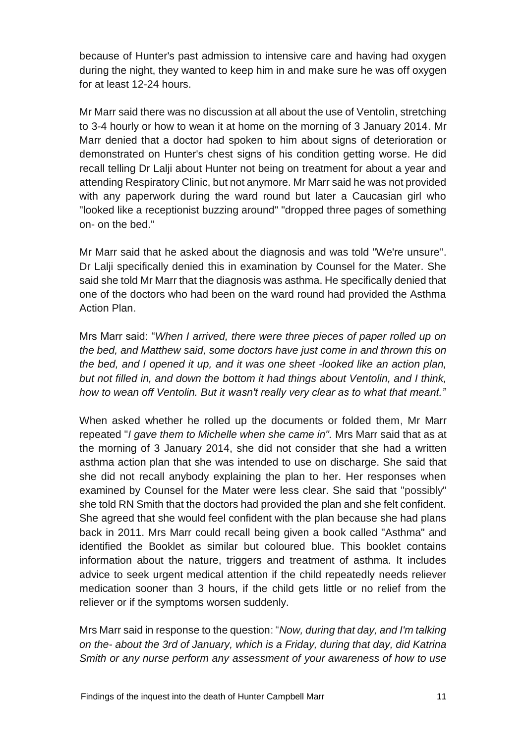because of Hunter's past admission to intensive care and having had oxygen during the night, they wanted to keep him in and make sure he was off oxygen for at least 12-24 hours.

Mr Marr said there was no discussion at all about the use of Ventolin, stretching to 3-4 hourly or how to wean it at home on the morning of 3 January 2014. Mr Marr denied that a doctor had spoken to him about signs of deterioration or demonstrated on Hunter's chest signs of his condition getting worse. He did recall telling Dr Lalji about Hunter not being on treatment for about a year and attending Respiratory Clinic, but not anymore. Mr Marr said he was not provided with any paperwork during the ward round but later a Caucasian girl who "looked like a receptionist buzzing around" "dropped three pages of something on- on the bed."

Mr Marr said that he asked about the diagnosis and was told "We're unsure". Dr Lalji specifically denied this in examination by Counsel for the Mater. She said she told Mr Marr that the diagnosis was asthma. He specifically denied that one of the doctors who had been on the ward round had provided the Asthma Action Plan.

Mrs Marr said: "*When I arrived, there were three pieces of paper rolled up on the bed, and Matthew said, some doctors have just come in and thrown this on the bed, and I opened it up, and it was one sheet -looked like an action plan, but not filled in, and down the bottom it had things about Ventolin, and I think, how to wean off Ventolin. But it wasn't really very clear as to what that meant.*"

When asked whether he rolled up the documents or folded them, Mr Marr repeated "*I gave them to Michelle when she came in".* Mrs Marr said that as at the morning of 3 January 2014, she did not consider that she had a written asthma action plan that she was intended to use on discharge. She said that she did not recall anybody explaining the plan to her. Her responses when examined by Counsel for the Mater were less clear. She said that "possibly" she told RN Smith that the doctors had provided the plan and she felt confident. She agreed that she would feel confident with the plan because she had plans back in 2011. Mrs Marr could recall being given a book called "Asthma" and identified the Booklet as similar but coloured blue. This booklet contains information about the nature, triggers and treatment of asthma. It includes advice to seek urgent medical attention if the child repeatedly needs reliever medication sooner than 3 hours, if the child gets little or no relief from the reliever or if the symptoms worsen suddenly.

Mrs Marr said in response to the question: "*Now, during that day, and I'm talking on the- about the 3rd of January, which is a Friday, during that day, did Katrina Smith or any nurse perform any assessment of your awareness of how to use*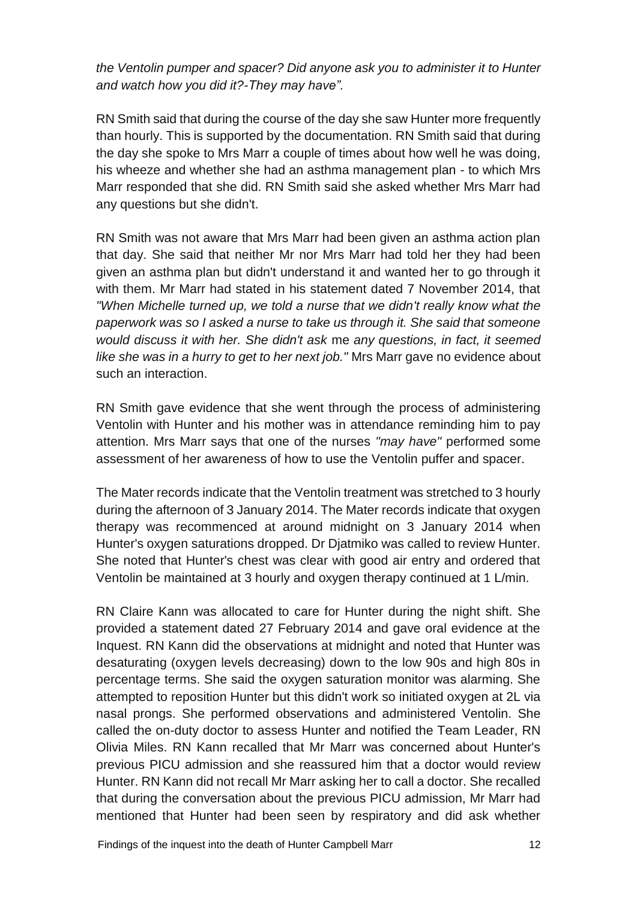*the Ventolin pumper and spacer? Did anyone ask you to administer it to Hunter and watch how you did it?-They may have".*

RN Smith said that during the course of the day she saw Hunter more frequently than hourly. This is supported by the documentation. RN Smith said that during the day she spoke to Mrs Marr a couple of times about how well he was doing, his wheeze and whether she had an asthma management plan - to which Mrs Marr responded that she did. RN Smith said she asked whether Mrs Marr had any questions but she didn't.

RN Smith was not aware that Mrs Marr had been given an asthma action plan that day. She said that neither Mr nor Mrs Marr had told her they had been given an asthma plan but didn't understand it and wanted her to go through it with them. Mr Marr had stated in his statement dated 7 November 2014, that *"When Michelle turned up, we told a nurse that we didn't really know what the paperwork was so I asked a nurse to take us through it. She said that someone would discuss it with her. She didn't ask* me *any questions, in fact, it seemed like she was in a hurry to get to her next job."* Mrs Marr gave no evidence about such an interaction.

RN Smith gave evidence that she went through the process of administering Ventolin with Hunter and his mother was in attendance reminding him to pay attention. Mrs Marr says that one of the nurses *"may have"* performed some assessment of her awareness of how to use the Ventolin puffer and spacer.

The Mater records indicate that the Ventolin treatment was stretched to 3 hourly during the afternoon of 3 January 2014. The Mater records indicate that oxygen therapy was recommenced at around midnight on 3 January 2014 when Hunter's oxygen saturations dropped. Dr Djatmiko was called to review Hunter. She noted that Hunter's chest was clear with good air entry and ordered that Ventolin be maintained at 3 hourly and oxygen therapy continued at 1 L/min.

RN Claire Kann was allocated to care for Hunter during the night shift. She provided a statement dated 27 February 2014 and gave oral evidence at the Inquest. RN Kann did the observations at midnight and noted that Hunter was desaturating (oxygen levels decreasing) down to the low 90s and high 80s in percentage terms. She said the oxygen saturation monitor was alarming. She attempted to reposition Hunter but this didn't work so initiated oxygen at 2L via nasal prongs. She performed observations and administered Ventolin. She called the on-duty doctor to assess Hunter and notified the Team Leader, RN Olivia Miles. RN Kann recalled that Mr Marr was concerned about Hunter's previous PICU admission and she reassured him that a doctor would review Hunter. RN Kann did not recall Mr Marr asking her to call a doctor. She recalled that during the conversation about the previous PICU admission, Mr Marr had mentioned that Hunter had been seen by respiratory and did ask whether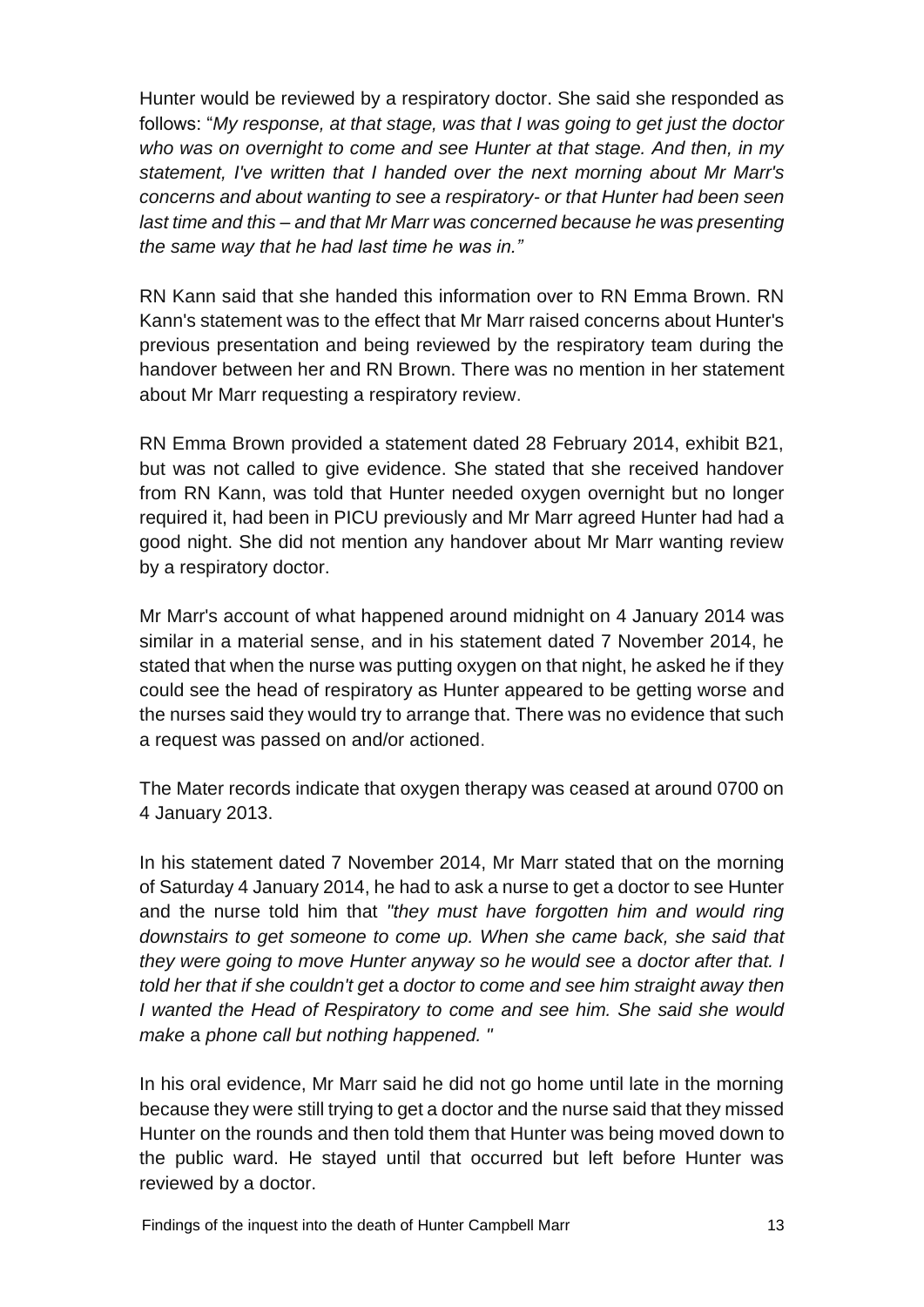Hunter would be reviewed by a respiratory doctor. She said she responded as follows: "*My response, at that stage, was that I was going to get just the doctor who was on overnight to come and see Hunter at that stage. And then, in my statement, I've written that I handed over the next morning about Mr Marr's concerns and about wanting to see a respiratory- or that Hunter had been seen last time and this – and that Mr Marr was concerned because he was presenting the same way that he had last time he was in.*"

RN Kann said that she handed this information over to RN Emma Brown. RN Kann's statement was to the effect that Mr Marr raised concerns about Hunter's previous presentation and being reviewed by the respiratory team during the handover between her and RN Brown. There was no mention in her statement about Mr Marr requesting a respiratory review.

RN Emma Brown provided a statement dated 28 February 2014, exhibit B21, but was not called to give evidence. She stated that she received handover from RN Kann, was told that Hunter needed oxygen overnight but no longer required it, had been in PICU previously and Mr Marr agreed Hunter had had a good night. She did not mention any handover about Mr Marr wanting review by a respiratory doctor.

Mr Marr's account of what happened around midnight on 4 January 2014 was similar in a material sense, and in his statement dated 7 November 2014, he stated that when the nurse was putting oxygen on that night, he asked he if they could see the head of respiratory as Hunter appeared to be getting worse and the nurses said they would try to arrange that. There was no evidence that such a request was passed on and/or actioned.

The Mater records indicate that oxygen therapy was ceased at around 0700 on 4 January 2013.

In his statement dated 7 November 2014, Mr Marr stated that on the morning of Saturday 4 January 2014, he had to ask a nurse to get a doctor to see Hunter and the nurse told him that *"they must have forgotten him and would ring downstairs to get someone to come up. When she came back, she said that they were going to move Hunter anyway so he would see* a *doctor after that. I told her that if she couldn't get* a *doctor to come and see him straight away then I wanted the Head of Respiratory to come and see him. She said she would make* a *phone call but nothing happened. "*

In his oral evidence, Mr Marr said he did not go home until late in the morning because they were still trying to get a doctor and the nurse said that they missed Hunter on the rounds and then told them that Hunter was being moved down to the public ward. He stayed until that occurred but left before Hunter was reviewed by a doctor.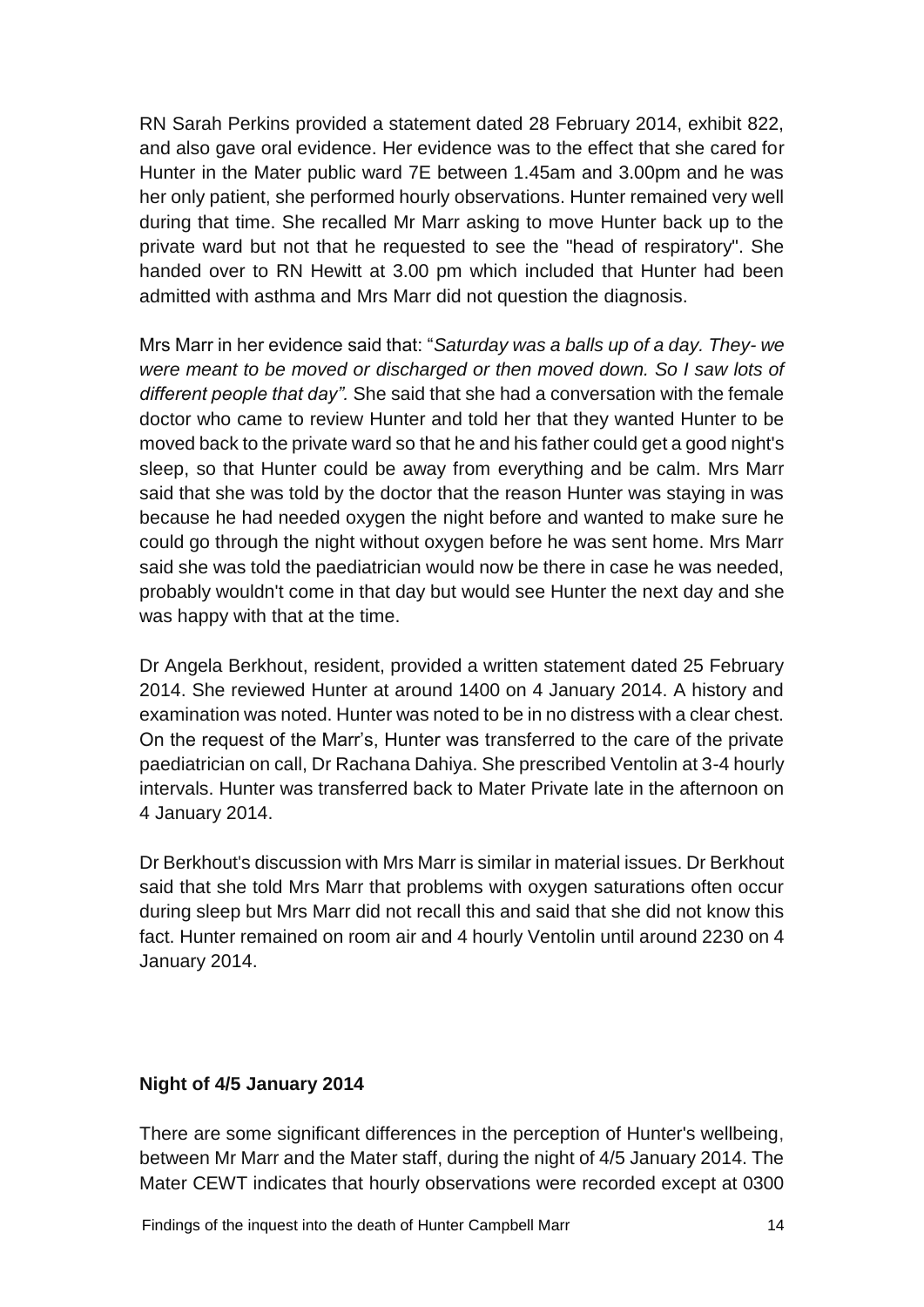RN Sarah Perkins provided a statement dated 28 February 2014, exhibit 822, and also gave oral evidence. Her evidence was to the effect that she cared for Hunter in the Mater public ward 7E between 1.45am and 3.00pm and he was her only patient, she performed hourly observations. Hunter remained very well during that time. She recalled Mr Marr asking to move Hunter back up to the private ward but not that he requested to see the "head of respiratory". She handed over to RN Hewitt at 3.00 pm which included that Hunter had been admitted with asthma and Mrs Marr did not question the diagnosis.

Mrs Marr in her evidence said that: "*Saturday was a balls up of a day. They- we were meant to be moved or discharged or then moved down. So I saw lots of different people that day".* She said that she had a conversation with the female doctor who came to review Hunter and told her that they wanted Hunter to be moved back to the private ward so that he and his father could get a good night's sleep, so that Hunter could be away from everything and be calm. Mrs Marr said that she was told by the doctor that the reason Hunter was staying in was because he had needed oxygen the night before and wanted to make sure he could go through the night without oxygen before he was sent home. Mrs Marr said she was told the paediatrician would now be there in case he was needed, probably wouldn't come in that day but would see Hunter the next day and she was happy with that at the time.

Dr Angela Berkhout, resident, provided a written statement dated 25 February 2014. She reviewed Hunter at around 1400 on 4 January 2014. A history and examination was noted. Hunter was noted to be in no distress with a clear chest. On the request of the Marr's, Hunter was transferred to the care of the private paediatrician on call, Dr Rachana Dahiya. She prescribed Ventolin at 3-4 hourly intervals. Hunter was transferred back to Mater Private late in the afternoon on 4 January 2014.

Dr Berkhout's discussion with Mrs Marr is similar in material issues. Dr Berkhout said that she told Mrs Marr that problems with oxygen saturations often occur during sleep but Mrs Marr did not recall this and said that she did not know this fact. Hunter remained on room air and 4 hourly Ventolin until around 2230 on 4 January 2014.

**Night of 4/5 January 2014**

There are some significant differences in the perception of Hunter's wellbeing, between Mr Marr and the Mater staff, during the night of 4/5 January 2014. The Mater CEWT indicates that hourly observations were recorded except at 0300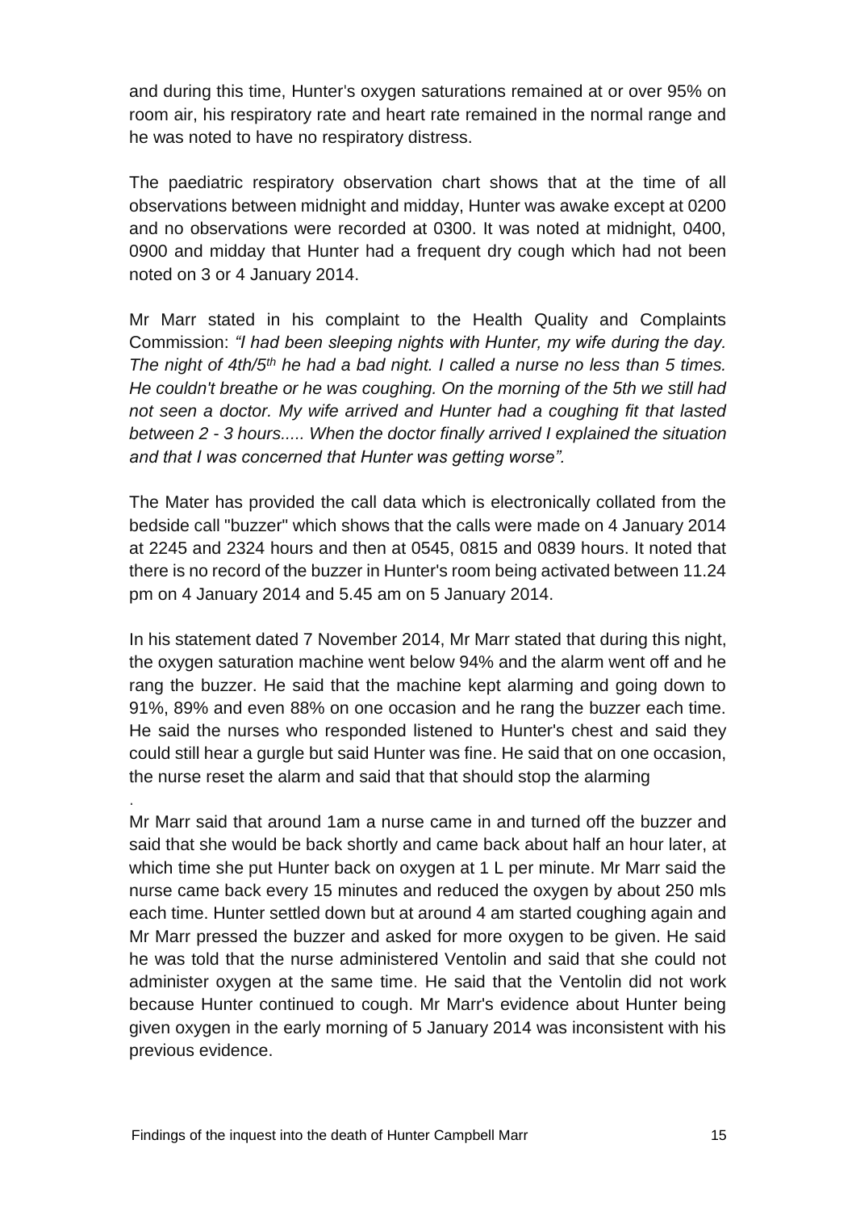and during this time, Hunter's oxygen saturations remained at or over 95% on room air, his respiratory rate and heart rate remained in the normal range and he was noted to have no respiratory distress.

The paediatric respiratory observation chart shows that at the time of all observations between midnight and midday, Hunter was awake except at 0200 and no observations were recorded at 0300. It was noted at midnight, 0400, 0900 and midday that Hunter had a frequent dry cough which had not been noted on 3 or 4 January 2014.

Mr Marr stated in his complaint to the Health Quality and Complaints Commission: *"I had been sleeping nights with Hunter, my wife during the day. The night of 4th/5th he had a bad night. I called a nurse no less than 5 times. He couldn't breathe or he was coughing. On the morning of the 5th we still had not seen a doctor. My wife arrived and Hunter had a coughing fit that lasted between 2 - 3 hours..... When the doctor finally arrived I explained the situation and that I was concerned that Hunter was getting worse".*

The Mater has provided the call data which is electronically collated from the bedside call "buzzer" which shows that the calls were made on 4 January 2014 at 2245 and 2324 hours and then at 0545, 0815 and 0839 hours. It noted that there is no record of the buzzer in Hunter's room being activated between 11.24 pm on 4 January 2014 and 5.45 am on 5 January 2014.

In his statement dated 7 November 2014, Mr Marr stated that during this night, the oxygen saturation machine went below 94% and the alarm went off and he rang the buzzer. He said that the machine kept alarming and going down to 91%, 89% and even 88% on one occasion and he rang the buzzer each time. He said the nurses who responded listened to Hunter's chest and said they could still hear a gurgle but said Hunter was fine. He said that on one occasion, the nurse reset the alarm and said that that should stop the alarming

.

Mr Marr said that around 1am a nurse came in and turned off the buzzer and said that she would be back shortly and came back about half an hour later, at which time she put Hunter back on oxygen at 1 L per minute. Mr Marr said the nurse came back every 15 minutes and reduced the oxygen by about 250 mls each time. Hunter settled down but at around 4 am started coughing again and Mr Marr pressed the buzzer and asked for more oxygen to be given. He said he was told that the nurse administered Ventolin and said that she could not administer oxygen at the same time. He said that the Ventolin did not work because Hunter continued to cough. Mr Marr's evidence about Hunter being given oxygen in the early morning of 5 January 2014 was inconsistent with his previous evidence.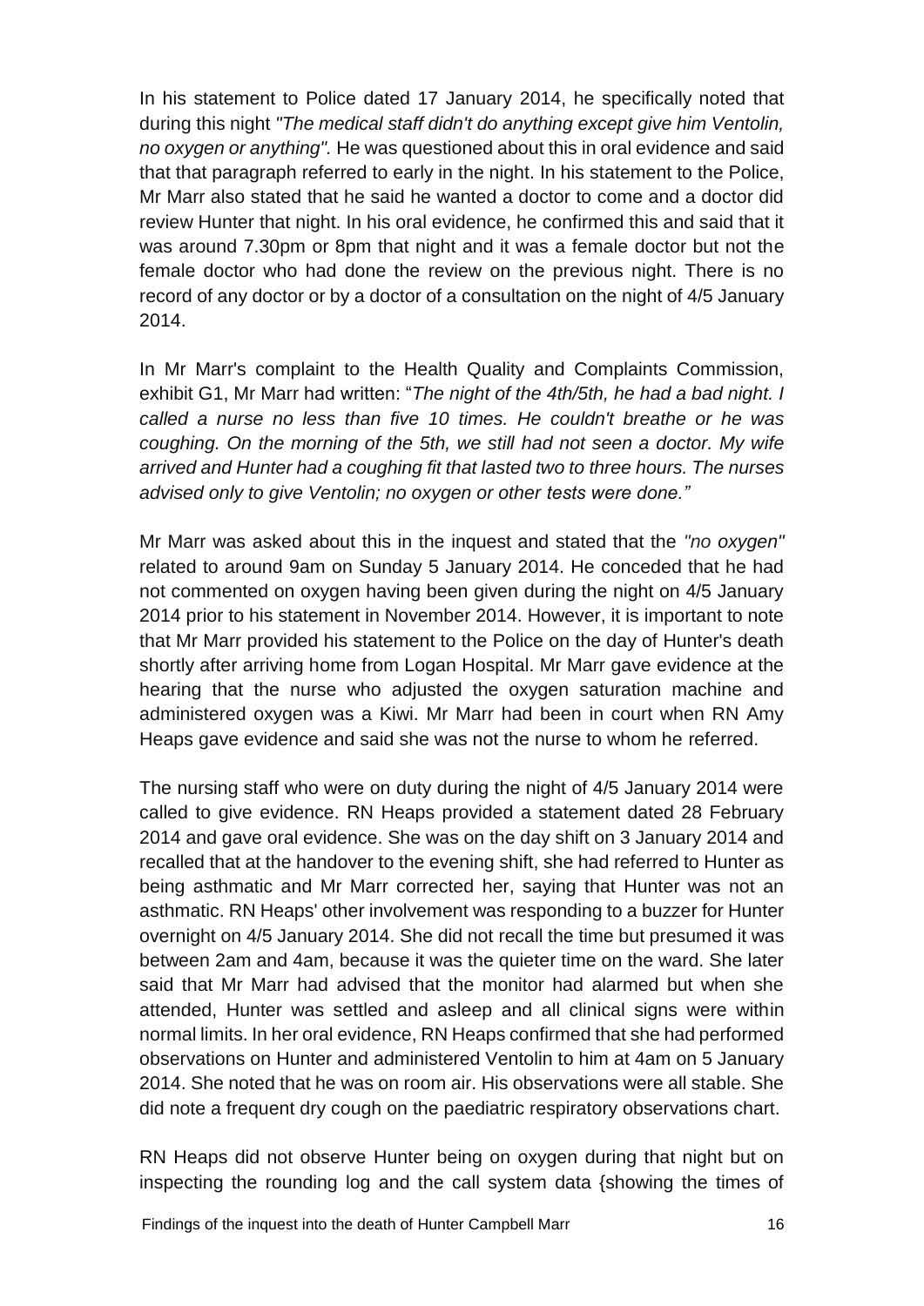In his statement to Police dated 17 January 2014, he specifically noted that during this night *"The medical staff didn't do anything except give him Ventolin, no oxygen or anything".* He was questioned about this in oral evidence and said that that paragraph referred to early in the night. In his statement to the Police, Mr Marr also stated that he said he wanted a doctor to come and a doctor did review Hunter that night. In his oral evidence, he confirmed this and said that it was around 7.30pm or 8pm that night and it was a female doctor but not the female doctor who had done the review on the previous night. There is no record of any doctor or by a doctor of a consultation on the night of 4/5 January 2014.

In Mr Marr's complaint to the Health Quality and Complaints Commission, exhibit G1, Mr Marr had written: "*The night of the 4th/5th, he had a bad night. I called a nurse no less than five 10 times. He couldn't breathe or he was coughing. On the morning of the 5th, we still had not seen a doctor. My wife arrived and Hunter had a coughing fit that lasted two to three hours. The nurses advised only to give Ventolin; no oxygen or other tests were done."*

Mr Marr was asked about this in the inquest and stated that the *"no oxygen"* related to around 9am on Sunday 5 January 2014. He conceded that he had not commented on oxygen having been given during the night on 4/5 January 2014 prior to his statement in November 2014. However, it is important to note that Mr Marr provided his statement to the Police on the day of Hunter's death shortly after arriving home from Logan Hospital. Mr Marr gave evidence at the hearing that the nurse who adjusted the oxygen saturation machine and administered oxygen was a Kiwi. Mr Marr had been in court when RN Amy Heaps gave evidence and said she was not the nurse to whom he referred.

The nursing staff who were on duty during the night of 4/5 January 2014 were called to give evidence. RN Heaps provided a statement dated 28 February 2014 and gave oral evidence. She was on the day shift on 3 January 2014 and recalled that at the handover to the evening shift, she had referred to Hunter as being asthmatic and Mr Marr corrected her, saying that Hunter was not an asthmatic. RN Heaps' other involvement was responding to a buzzer for Hunter overnight on 4/5 January 2014. She did not recall the time but presumed it was between 2am and 4am, because it was the quieter time on the ward. She later said that Mr Marr had advised that the monitor had alarmed but when she attended, Hunter was settled and asleep and all clinical signs were within normal limits. In her oral evidence, RN Heaps confirmed that she had performed observations on Hunter and administered Ventolin to him at 4am on 5 January 2014. She noted that he was on room air. His observations were all stable. She did note a frequent dry cough on the paediatric respiratory observations chart.

RN Heaps did not observe Hunter being on oxygen during that night but on inspecting the rounding log and the call system data {showing the times of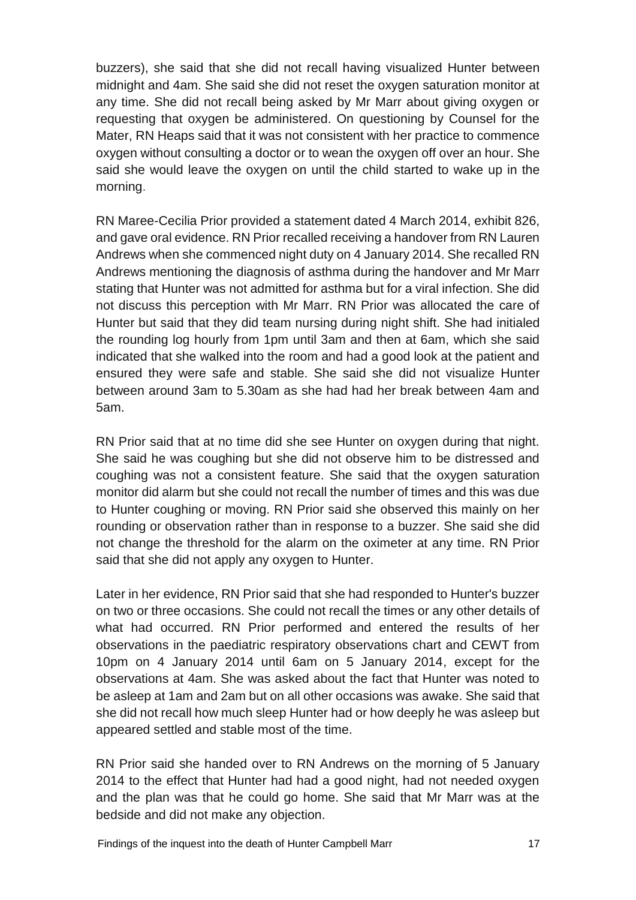buzzers), she said that she did not recall having visualized Hunter between midnight and 4am. She said she did not reset the oxygen saturation monitor at any time. She did not recall being asked by Mr Marr about giving oxygen or requesting that oxygen be administered. On questioning by Counsel for the Mater, RN Heaps said that it was not consistent with her practice to commence oxygen without consulting a doctor or to wean the oxygen off over an hour. She said she would leave the oxygen on until the child started to wake up in the morning.

RN Maree-Cecilia Prior provided a statement dated 4 March 2014, exhibit 826, and gave oral evidence. RN Prior recalled receiving a handover from RN Lauren Andrews when she commenced night duty on 4 January 2014. She recalled RN Andrews mentioning the diagnosis of asthma during the handover and Mr Marr stating that Hunter was not admitted for asthma but for a viral infection. She did not discuss this perception with Mr Marr. RN Prior was allocated the care of Hunter but said that they did team nursing during night shift. She had initialed the rounding log hourly from 1pm until 3am and then at 6am, which she said indicated that she walked into the room and had a good look at the patient and ensured they were safe and stable. She said she did not visualize Hunter between around 3am to 5.30am as she had had her break between 4am and 5am.

RN Prior said that at no time did she see Hunter on oxygen during that night. She said he was coughing but she did not observe him to be distressed and coughing was not a consistent feature. She said that the oxygen saturation monitor did alarm but she could not recall the number of times and this was due to Hunter coughing or moving. RN Prior said she observed this mainly on her rounding or observation rather than in response to a buzzer. She said she did not change the threshold for the alarm on the oximeter at any time. RN Prior said that she did not apply any oxygen to Hunter.

Later in her evidence, RN Prior said that she had responded to Hunter's buzzer on two or three occasions. She could not recall the times or any other details of what had occurred. RN Prior performed and entered the results of her observations in the paediatric respiratory observations chart and CEWT from 10pm on 4 January 2014 until 6am on 5 January 2014, except for the observations at 4am. She was asked about the fact that Hunter was noted to be asleep at 1am and 2am but on all other occasions was awake. She said that she did not recall how much sleep Hunter had or how deeply he was asleep but appeared settled and stable most of the time.

RN Prior said she handed over to RN Andrews on the morning of 5 January 2014 to the effect that Hunter had had a good night, had not needed oxygen and the plan was that he could go home. She said that Mr Marr was at the bedside and did not make any objection.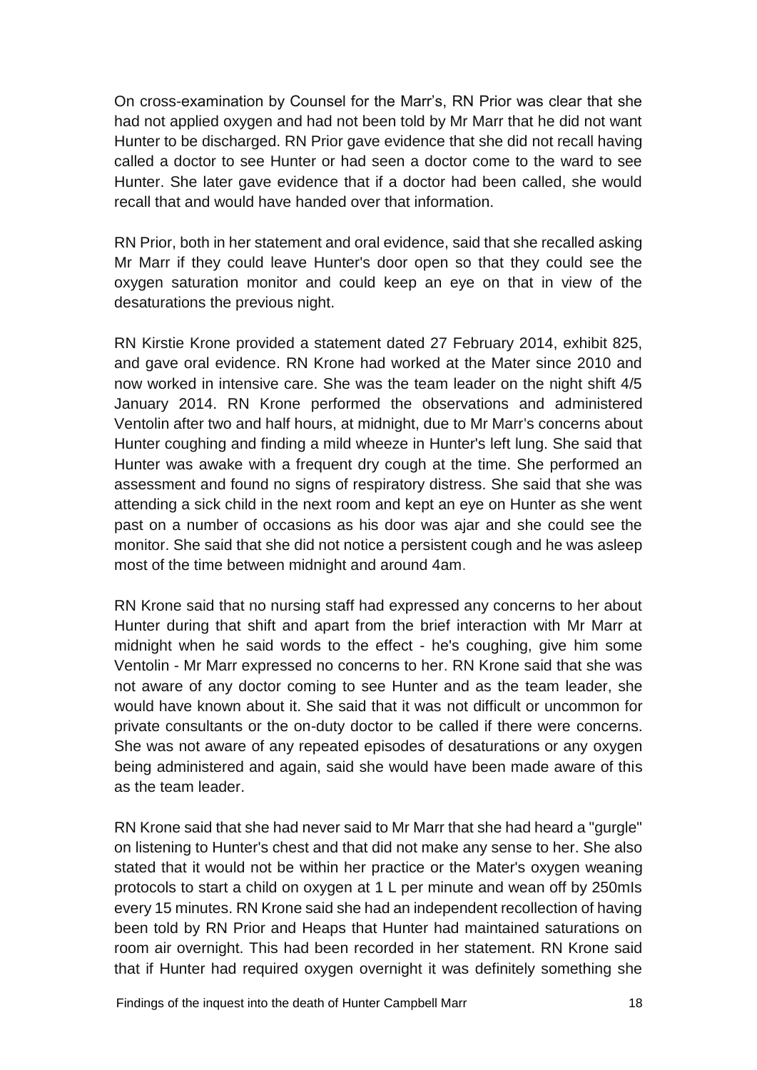On cross-examination by Counsel for the Marr's, RN Prior was clear that she had not applied oxygen and had not been told by Mr Marr that he did not want Hunter to be discharged. RN Prior gave evidence that she did not recall having called a doctor to see Hunter or had seen a doctor come to the ward to see Hunter. She later gave evidence that if a doctor had been called, she would recall that and would have handed over that information.

RN Prior, both in her statement and oral evidence, said that she recalled asking Mr Marr if they could leave Hunter's door open so that they could see the oxygen saturation monitor and could keep an eye on that in view of the desaturations the previous night.

RN Kirstie Krone provided a statement dated 27 February 2014, exhibit 825, and gave oral evidence. RN Krone had worked at the Mater since 2010 and now worked in intensive care. She was the team leader on the night shift 4/5 January 2014. RN Krone performed the observations and administered Ventolin after two and half hours, at midnight, due to Mr Marr's concerns about Hunter coughing and finding a mild wheeze in Hunter's left lung. She said that Hunter was awake with a frequent dry cough at the time. She performed an assessment and found no signs of respiratory distress. She said that she was attending a sick child in the next room and kept an eye on Hunter as she went past on a number of occasions as his door was ajar and she could see the monitor. She said that she did not notice a persistent cough and he was asleep most of the time between midnight and around 4am.

RN Krone said that no nursing staff had expressed any concerns to her about Hunter during that shift and apart from the brief interaction with Mr Marr at midnight when he said words to the effect - he's coughing, give him some Ventolin - Mr Marr expressed no concerns to her. RN Krone said that she was not aware of any doctor coming to see Hunter and as the team leader, she would have known about it. She said that it was not difficult or uncommon for private consultants or the on-duty doctor to be called if there were concerns. She was not aware of any repeated episodes of desaturations or any oxygen being administered and again, said she would have been made aware of this as the team leader.

RN Krone said that she had never said to Mr Marr that she had heard a "gurgle" on listening to Hunter's chest and that did not make any sense to her. She also stated that it would not be within her practice or the Mater's oxygen weaning protocols to start a child on oxygen at 1 L per minute and wean off by 250mls every 15 minutes. RN Krone said she had an independent recollection of having been told by RN Prior and Heaps that Hunter had maintained saturations on room air overnight. This had been recorded in her statement. RN Krone said that if Hunter had required oxygen overnight it was definitely something she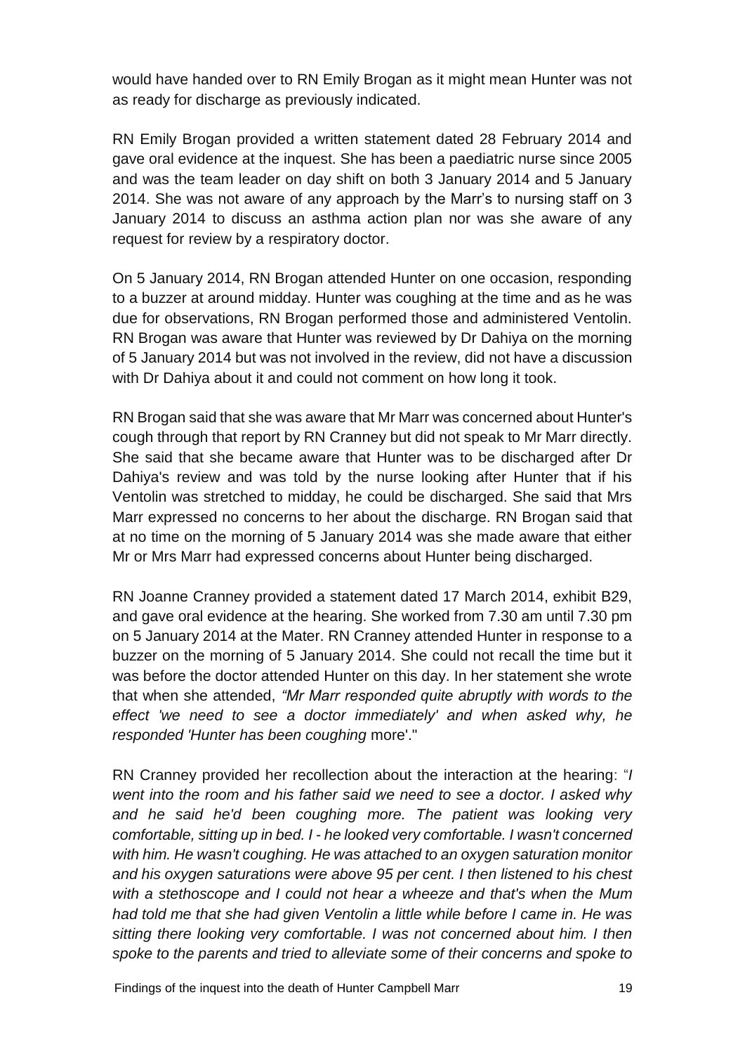would have handed over to RN Emily Brogan as it might mean Hunter was not as ready for discharge as previously indicated.

RN Emily Brogan provided a written statement dated 28 February 2014 and gave oral evidence at the inquest. She has been a paediatric nurse since 2005 and was the team leader on day shift on both 3 January 2014 and 5 January 2014. She was not aware of any approach by the Marr's to nursing staff on 3 January 2014 to discuss an asthma action plan nor was she aware of any request for review by a respiratory doctor.

On 5 January 2014, RN Brogan attended Hunter on one occasion, responding to a buzzer at around midday. Hunter was coughing at the time and as he was due for observations, RN Brogan performed those and administered Ventolin. RN Brogan was aware that Hunter was reviewed by Dr Dahiya on the morning of 5 January 2014 but was not involved in the review, did not have a discussion with Dr Dahiya about it and could not comment on how long it took.

RN Brogan said that she was aware that Mr Marr was concerned about Hunter's cough through that report by RN Cranney but did not speak to Mr Marr directly. She said that she became aware that Hunter was to be discharged after Dr Dahiya's review and was told by the nurse looking after Hunter that if his Ventolin was stretched to midday, he could be discharged. She said that Mrs Marr expressed no concerns to her about the discharge. RN Brogan said that at no time on the morning of 5 January 2014 was she made aware that either Mr or Mrs Marr had expressed concerns about Hunter being discharged.

RN Joanne Cranney provided a statement dated 17 March 2014, exhibit B29, and gave oral evidence at the hearing. She worked from 7.30 am until 7.30 pm on 5 January 2014 at the Mater. RN Cranney attended Hunter in response to a buzzer on the morning of 5 January 2014. She could not recall the time but it was before the doctor attended Hunter on this day. In her statement she wrote that when she attended, *"Mr Marr responded quite abruptly with words to the effect 'we need to see a doctor immediately' and when asked why, he responded 'Hunter has been coughing* more'."

RN Cranney provided her recollection about the interaction at the hearing: "*I went into the room and his father said we need to see a doctor. I asked why and he said he'd been coughing more. The patient was looking very comfortable, sitting up in bed. I - he looked very comfortable. I wasn't concerned with him. He wasn't coughing. He was attached to an oxygen saturation monitor and his oxygen saturations were above 95 per cent. I then listened to his chest with a stethoscope and I could not hear a wheeze and that's when the Mum had told me that she had given Ventolin a little while before I came in. He was sitting there looking very comfortable. I was not concerned about him. I then spoke to the parents and tried to alleviate some of their concerns and spoke to*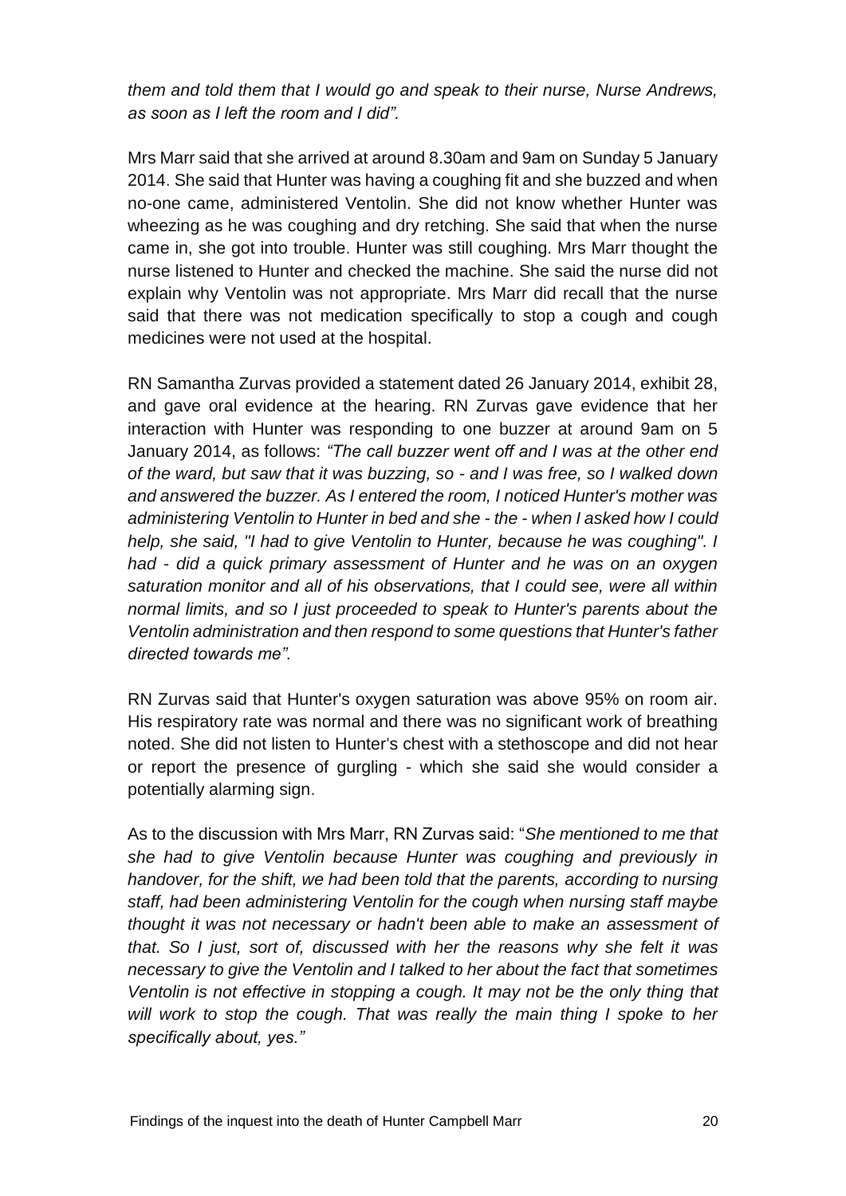*them and told them that I would go and speak to their nurse, Nurse Andrews, as soon as I left the room and I did".*

Mrs Marr said that she arrived at around 8.30am and 9am on Sunday 5 January 2014. She said that Hunter was having a coughing fit and she buzzed and when no-one came, administered Ventolin. She did not know whether Hunter was wheezing as he was coughing and dry retching. She said that when the nurse came in, she got into trouble. Hunter was still coughing. Mrs Marr thought the nurse listened to Hunter and checked the machine. She said the nurse did not explain why Ventolin was not appropriate. Mrs Marr did recall that the nurse said that there was not medication specifically to stop a cough and cough medicines were not used at the hospital.

RN Samantha Zurvas provided a statement dated 26 January 2014, exhibit 28, and gave oral evidence at the hearing. RN Zurvas gave evidence that her interaction with Hunter was responding to one buzzer at around 9am on 5 January 2014, as follows: *"The call buzzer went off and I was at the other end of the ward, but saw that it was buzzing, so - and I was free, so I walked down and answered the buzzer. As I entered the room, I noticed Hunter's mother was administering Ventolin to Hunter in bed and she - the - when I asked how I could help, she said, "I had to give Ventolin to Hunter, because he was coughing". I had - did a quick primary assessment of Hunter and he was on an oxygen saturation monitor and all of his observations, that I could see, were all within normal limits, and so I just proceeded to speak to Hunter's parents about the Ventolin administration and then respond to some questions that Hunter's father directed towards me".*

RN Zurvas said that Hunter's oxygen saturation was above 95% on room air. His respiratory rate was normal and there was no significant work of breathing noted. She did not listen to Hunter's chest with a stethoscope and did not hear or report the presence of gurgling - which she said she would consider a potentially alarming sign.

As to the discussion with Mrs Marr, RN Zurvas said: "*She mentioned to me that she had to give Ventolin because Hunter was coughing and previously in handover, for the shift, we had been told that the parents, according to nursing staff, had been administering Ventolin for the cough when nursing staff maybe thought it was not necessary or hadn't been able to make an assessment of that. So I just, sort of, discussed with her the reasons why she felt it was necessary to give the Ventolin and I talked to her about the fact that sometimes Ventolin is not effective in stopping a cough. It may not be the only thing that will work to stop the cough. That was really the main thing I spoke to her specifically about, yes."*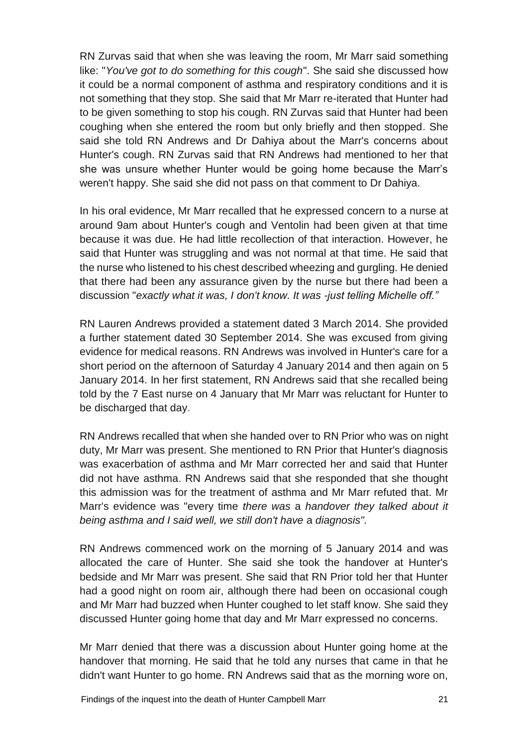RN Zurvas said that when she was leaving the room, Mr Marr said something like: "*You've got to do something for this cough*". She said she discussed how it could be a normal component of asthma and respiratory conditions and it is not something that they stop. She said that Mr Marr re-iterated that Hunter had to be given something to stop his cough. RN Zurvas said that Hunter had been coughing when she entered the room but only briefly and then stopped. She said she told RN Andrews and Dr Dahiya about the Marr's concerns about Hunter's cough. RN Zurvas said that RN Andrews had mentioned to her that she was unsure whether Hunter would be going home because the Marr's weren't happy. She said she did not pass on that comment to Dr Dahiya.

In his oral evidence, Mr Marr recalled that he expressed concern to a nurse at around 9am about Hunter's cough and Ventolin had been given at that time because it was due. He had little recollection of that interaction. However, he said that Hunter was struggling and was not normal at that time. He said that the nurse who listened to his chest described wheezing and gurgling. He denied that there had been any assurance given by the nurse but there had been a discussion "*exactly what it was, I don't know. It was -just telling Michelle off.*"

RN Lauren Andrews provided a statement dated 3 March 2014. She provided a further statement dated 30 September 2014. She was excused from giving evidence for medical reasons. RN Andrews was involved in Hunter's care for a short period on the afternoon of Saturday 4 January 2014 and then again on 5 January 2014. In her first statement, RN Andrews said that she recalled being told by the 7 East nurse on 4 January that Mr Marr was reluctant for Hunter to be discharged that day.

RN Andrews recalled that when she handed over to RN Prior who was on night duty, Mr Marr was present. She mentioned to RN Prior that Hunter's diagnosis was exacerbation of asthma and Mr Marr corrected her and said that Hunter did not have asthma. RN Andrews said that she responded that she thought this admission was for the treatment of asthma and Mr Marr refuted that. Mr Marr's evidence was "every time *there was* a *handover they talked about it being asthma and I said well, we still don't have* a *diagnosis"*.

RN Andrews commenced work on the morning of 5 January 2014 and was allocated the care of Hunter. She said she took the handover at Hunter's bedside and Mr Marr was present. She said that RN Prior told her that Hunter had a good night on room air, although there had been on occasional cough and Mr Marr had buzzed when Hunter coughed to let staff know. She said they discussed Hunter going home that day and Mr Marr expressed no concerns.

Mr Marr denied that there was a discussion about Hunter going home at the handover that morning. He said that he told any nurses that came in that he didn't want Hunter to go home. RN Andrews said that as the morning wore on,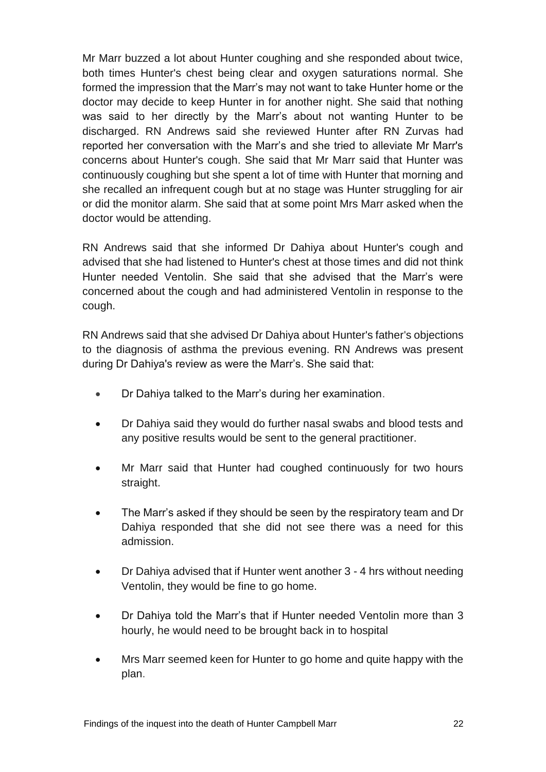Mr Marr buzzed a lot about Hunter coughing and she responded about twice, both times Hunter's chest being clear and oxygen saturations normal. She formed the impression that the Marr's may not want to take Hunter home or the doctor may decide to keep Hunter in for another night. She said that nothing was said to her directly by the Marr's about not wanting Hunter to be discharged. RN Andrews said she reviewed Hunter after RN Zurvas had reported her conversation with the Marr's and she tried to alleviate Mr Marr's concerns about Hunter's cough. She said that Mr Marr said that Hunter was continuously coughing but she spent a lot of time with Hunter that morning and she recalled an infrequent cough but at no stage was Hunter struggling for air or did the monitor alarm. She said that at some point Mrs Marr asked when the doctor would be attending.

RN Andrews said that she informed Dr Dahiya about Hunter's cough and advised that she had listened to Hunter's chest at those times and did not think Hunter needed Ventolin. She said that she advised that the Marr's were concerned about the cough and had administered Ventolin in response to the cough.

RN Andrews said that she advised Dr Dahiya about Hunter's father's objections to the diagnosis of asthma the previous evening. RN Andrews was present during Dr Dahiya's review as were the Marr's. She said that:

- Dr Dahiya talked to the Marr's during her examination.
- Dr Dahiya said they would do further nasal swabs and blood tests and any positive results would be sent to the general practitioner.
- Mr Marr said that Hunter had coughed continuously for two hours straight.
- The Marr's asked if they should be seen by the respiratory team and Dr Dahiya responded that she did not see there was a need for this admission.
- Dr Dahiya advised that if Hunter went another 3 - 4 hrs without needing Ventolin, they would be fine to go home.
- Dr Dahiya told the Marr's that if Hunter needed Ventolin more than 3 hourly, he would need to be brought back in to hospital
- Mrs Marr seemed keen for Hunter to go home and quite happy with the plan.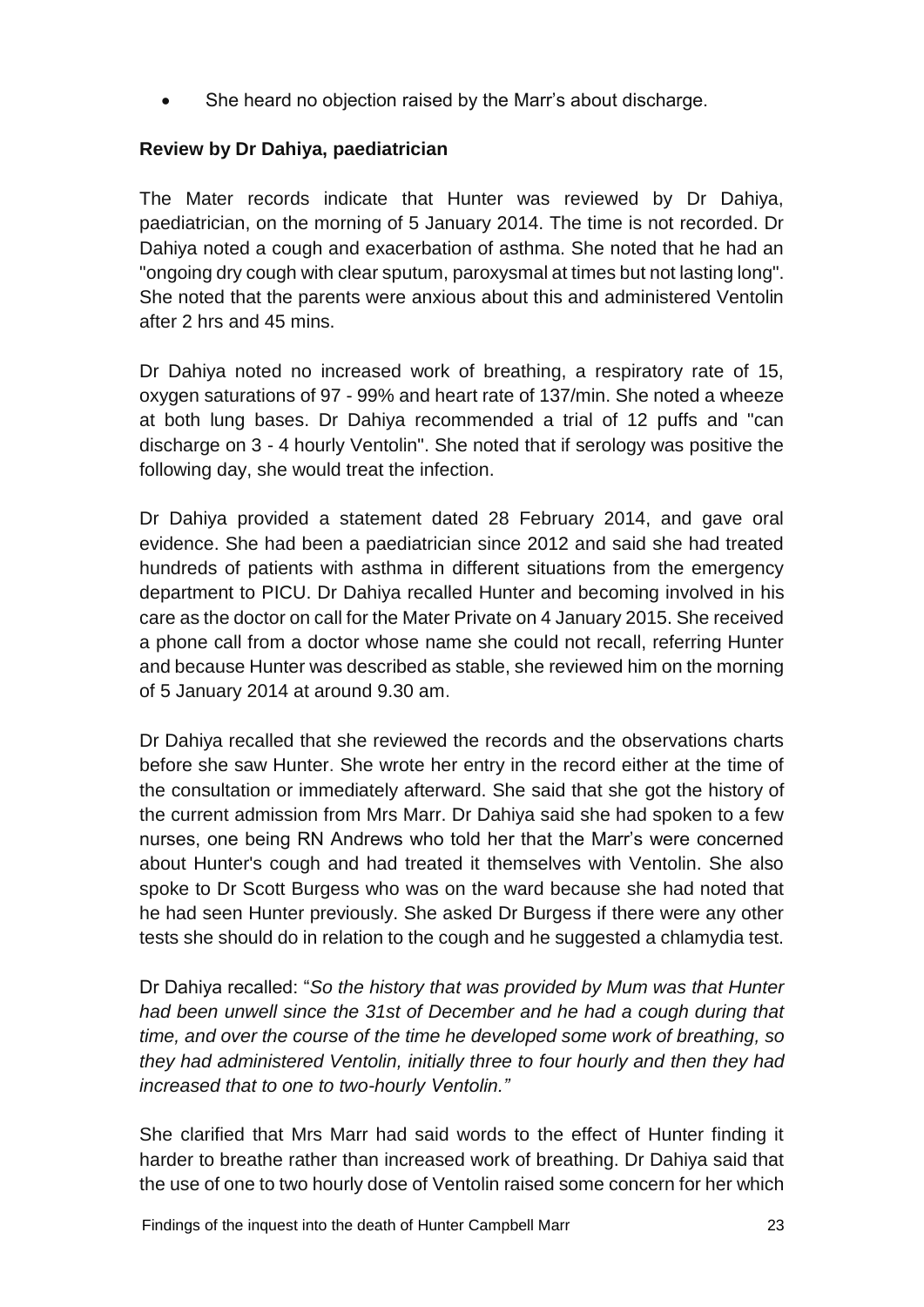- She heard no objection raised by the Marr's about discharge.

**Review by Dr Dahiya, paediatrician**

The Mater records indicate that Hunter was reviewed by Dr Dahiya, paediatrician, on the morning of 5 January 2014. The time is not recorded. Dr Dahiya noted a cough and exacerbation of asthma. She noted that he had an "ongoing dry cough with clear sputum, paroxysmal at times but not lasting long". She noted that the parents were anxious about this and administered Ventolin after 2 hrs and 45 mins.

Dr Dahiya noted no increased work of breathing, a respiratory rate of 15, oxygen saturations of 97 - 99% and heart rate of 137/min. She noted a wheeze at both lung bases. Dr Dahiya recommended a trial of 12 puffs and "can discharge on 3 - 4 hourly Ventolin". She noted that if serology was positive the following day, she would treat the infection.

Dr Dahiya provided a statement dated 28 February 2014, and gave oral evidence. She had been a paediatrician since 2012 and said she had treated hundreds of patients with asthma in different situations from the emergency department to PICU. Dr Dahiya recalled Hunter and becoming involved in his care as the doctor on call for the Mater Private on 4 January 2015. She received a phone call from a doctor whose name she could not recall, referring Hunter and because Hunter was described as stable, she reviewed him on the morning of 5 January 2014 at around 9.30 am.

Dr Dahiya recalled that she reviewed the records and the observations charts before she saw Hunter. She wrote her entry in the record either at the time of the consultation or immediately afterward. She said that she got the history of the current admission from Mrs Marr. Dr Dahiya said she had spoken to a few nurses, one being RN Andrews who told her that the Marr's were concerned about Hunter's cough and had treated it themselves with Ventolin. She also spoke to Dr Scott Burgess who was on the ward because she had noted that he had seen Hunter previously. She asked Dr Burgess if there were any other tests she should do in relation to the cough and he suggested a chlamydia test.

Dr Dahiya recalled: "*So the history that was provided by Mum was that Hunter had been unwell since the 31st of December and he had a cough during that time, and over the course of the time he developed some work of breathing, so they had administered Ventolin, initially three to four hourly and then they had increased that to one to two-hourly Ventolin."*

She clarified that Mrs Marr had said words to the effect of Hunter finding it harder to breathe rather than increased work of breathing. Dr Dahiya said that the use of one to two hourly dose of Ventolin raised some concern for her which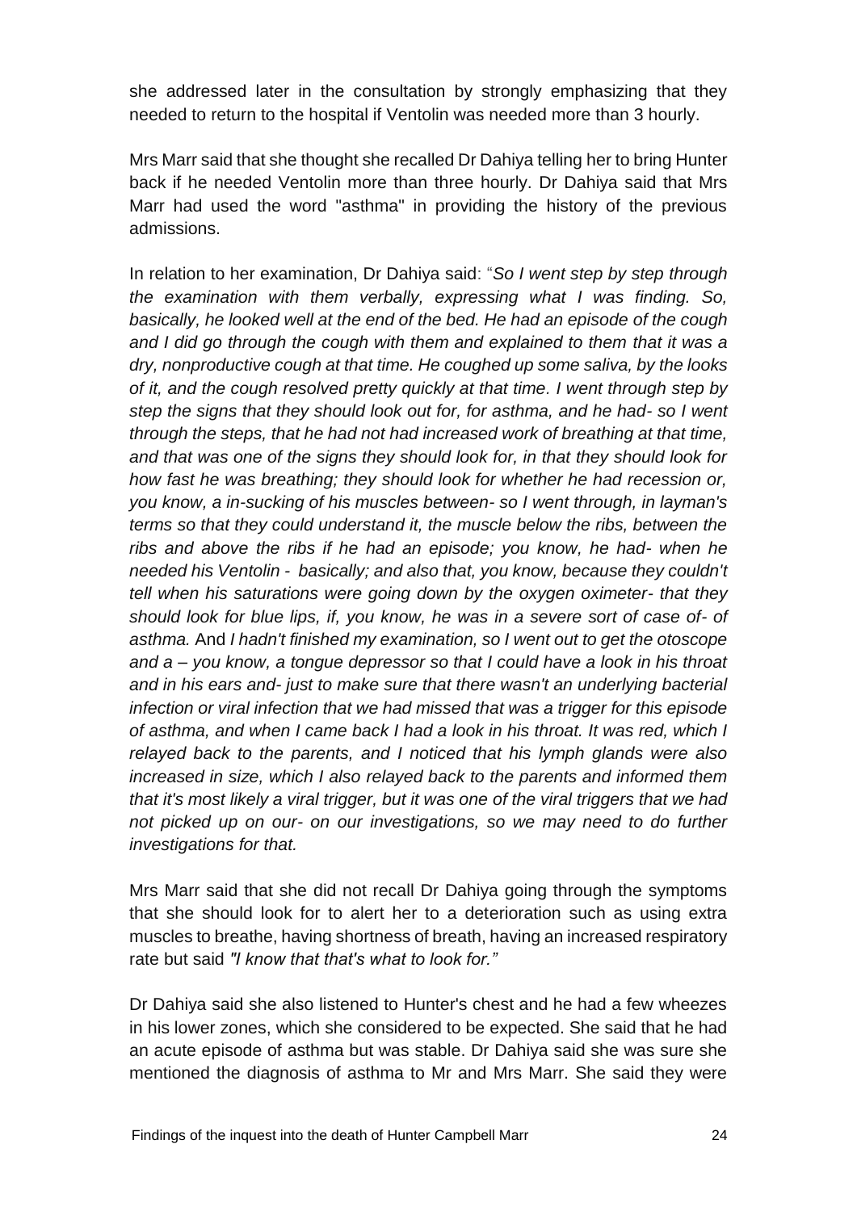she addressed later in the consultation by strongly emphasizing that they needed to return to the hospital if Ventolin was needed more than 3 hourly.

Mrs Marr said that she thought she recalled Dr Dahiya telling her to bring Hunter back if he needed Ventolin more than three hourly. Dr Dahiya said that Mrs Marr had used the word "asthma" in providing the history of the previous admissions.

In relation to her examination, Dr Dahiya said: "*So I went step by step through the examination with them verbally, expressing what I was finding. So, basically, he looked well at the end of the bed. He had an episode of the cough and I did go through the cough with them and explained to them that it was a dry, nonproductive cough at that time. He coughed up some saliva, by the looks of it, and the cough resolved pretty quickly at that time. I went through step by step the signs that they should look out for, for asthma, and he had- so I went through the steps, that he had not had increased work of breathing at that time, and that was one of the signs they should look for, in that they should look for how fast he was breathing; they should look for whether he had recession or, you know, a in-sucking of his muscles between- so I went through, in layman's terms so that they could understand it, the muscle below the ribs, between the ribs and above the ribs if he had an episode; you know, he had- when he needed his Ventolin - basically; and also that, you know, because they couldn't tell when his saturations were going down by the oxygen oximeter- that they should look for blue lips, if, you know, he was in a severe sort of case of- of asthma.* And *I hadn't finished my examination, so I went out to get the otoscope and a – you know, a tongue depressor so that I could have a look in his throat and in his ears and- just to make sure that there wasn't an underlying bacterial infection or viral infection that we had missed that was a trigger for this episode of asthma, and when I came back I had a look in his throat. It was red, which I relayed back to the parents, and I noticed that his lymph glands were also increased in size, which I also relayed back to the parents and informed them that it's most likely a viral trigger, but it was one of the viral triggers that we had not picked up on our- on our investigations, so we may need to do further investigations for that.*

Mrs Marr said that she did not recall Dr Dahiya going through the symptoms that she should look for to alert her to a deterioration such as using extra muscles to breathe, having shortness of breath, having an increased respiratory rate but said *"I know that that's what to look for."*

Dr Dahiya said she also listened to Hunter's chest and he had a few wheezes in his lower zones, which she considered to be expected. She said that he had an acute episode of asthma but was stable. Dr Dahiya said she was sure she mentioned the diagnosis of asthma to Mr and Mrs Marr. She said they were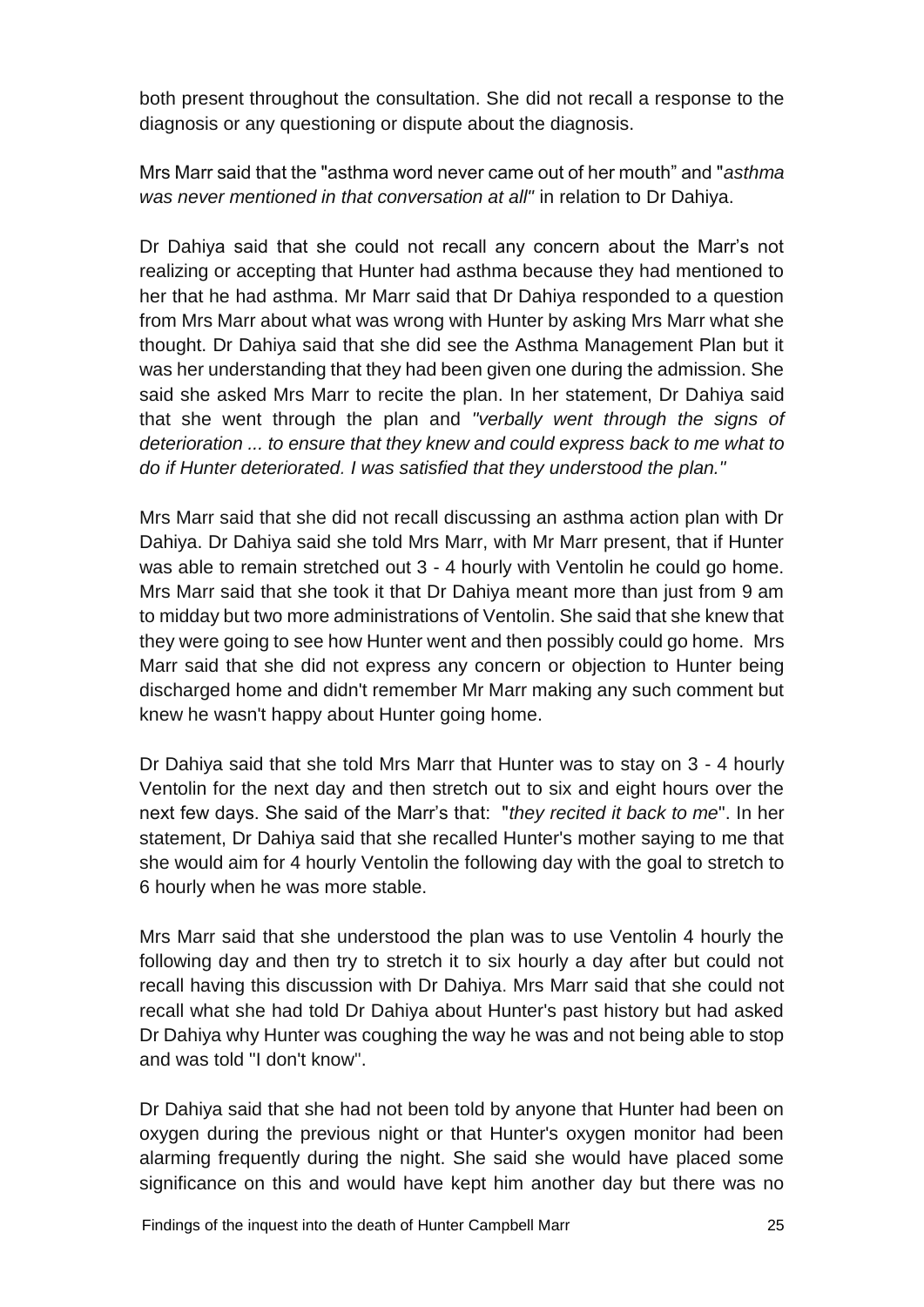both present throughout the consultation. She did not recall a response to the diagnosis or any questioning or dispute about the diagnosis.

Mrs Marr said that the "asthma word never came out of her mouth" and "*asthma was never mentioned in that conversation at all"* in relation to Dr Dahiya.

Dr Dahiya said that she could not recall any concern about the Marr's not realizing or accepting that Hunter had asthma because they had mentioned to her that he had asthma. Mr Marr said that Dr Dahiya responded to a question from Mrs Marr about what was wrong with Hunter by asking Mrs Marr what she thought. Dr Dahiya said that she did see the Asthma Management Plan but it was her understanding that they had been given one during the admission. She said she asked Mrs Marr to recite the plan. In her statement, Dr Dahiya said that she went through the plan and *"verbally went through the signs of deterioration ... to ensure that they knew and could express back to me what to do if Hunter deteriorated. I was satisfied that they understood the plan."*

Mrs Marr said that she did not recall discussing an asthma action plan with Dr Dahiya. Dr Dahiya said she told Mrs Marr, with Mr Marr present, that if Hunter was able to remain stretched out 3 - 4 hourly with Ventolin he could go home. Mrs Marr said that she took it that Dr Dahiya meant more than just from 9 am to midday but two more administrations of Ventolin. She said that she knew that they were going to see how Hunter went and then possibly could go home. Mrs Marr said that she did not express any concern or objection to Hunter being discharged home and didn't remember Mr Marr making any such comment but knew he wasn't happy about Hunter going home.

Dr Dahiya said that she told Mrs Marr that Hunter was to stay on 3 - 4 hourly Ventolin for the next day and then stretch out to six and eight hours over the next few days. She said of the Marr's that: "*they recited it back to me*". In her statement, Dr Dahiya said that she recalled Hunter's mother saying to me that she would aim for 4 hourly Ventolin the following day with the goal to stretch to 6 hourly when he was more stable.

Mrs Marr said that she understood the plan was to use Ventolin 4 hourly the following day and then try to stretch it to six hourly a day after but could not recall having this discussion with Dr Dahiya. Mrs Marr said that she could not recall what she had told Dr Dahiya about Hunter's past history but had asked Dr Dahiya why Hunter was coughing the way he was and not being able to stop and was told "I don't know".

Dr Dahiya said that she had not been told by anyone that Hunter had been on oxygen during the previous night or that Hunter's oxygen monitor had been alarming frequently during the night. She said she would have placed some significance on this and would have kept him another day but there was no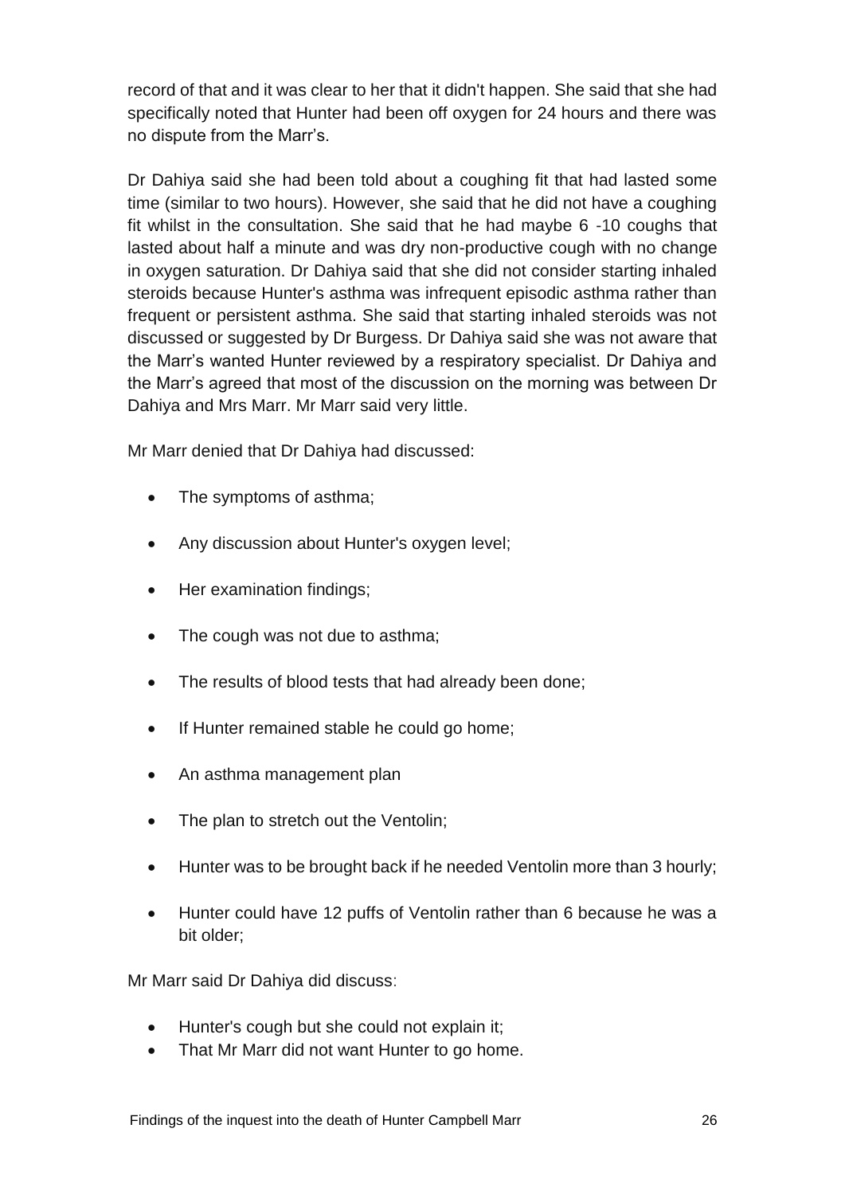record of that and it was clear to her that it didn't happen. She said that she had specifically noted that Hunter had been off oxygen for 24 hours and there was no dispute from the Marr's.

Dr Dahiya said she had been told about a coughing fit that had lasted some time (similar to two hours). However, she said that he did not have a coughing fit whilst in the consultation. She said that he had maybe 6 -10 coughs that lasted about half a minute and was dry non-productive cough with no change in oxygen saturation. Dr Dahiya said that she did not consider starting inhaled steroids because Hunter's asthma was infrequent episodic asthma rather than frequent or persistent asthma. She said that starting inhaled steroids was not discussed or suggested by Dr Burgess. Dr Dahiya said she was not aware that the Marr's wanted Hunter reviewed by a respiratory specialist. Dr Dahiya and the Marr's agreed that most of the discussion on the morning was between Dr Dahiya and Mrs Marr. Mr Marr said very little.

Mr Marr denied that Dr Dahiya had discussed:

- The symptoms of asthma;
- Any discussion about Hunter's oxygen level;
- Her examination findings;
- The cough was not due to asthma;
- The results of blood tests that had already been done;
- If Hunter remained stable he could go home;
- An asthma management plan
- The plan to stretch out the Ventolin;
- Hunter was to be brought back if he needed Ventolin more than 3 hourly;
- Hunter could have 12 puffs of Ventolin rather than 6 because he was a bit older;

Mr Marr said Dr Dahiya did discuss:

- Hunter's cough but she could not explain it;
- That Mr Marr did not want Hunter to go home.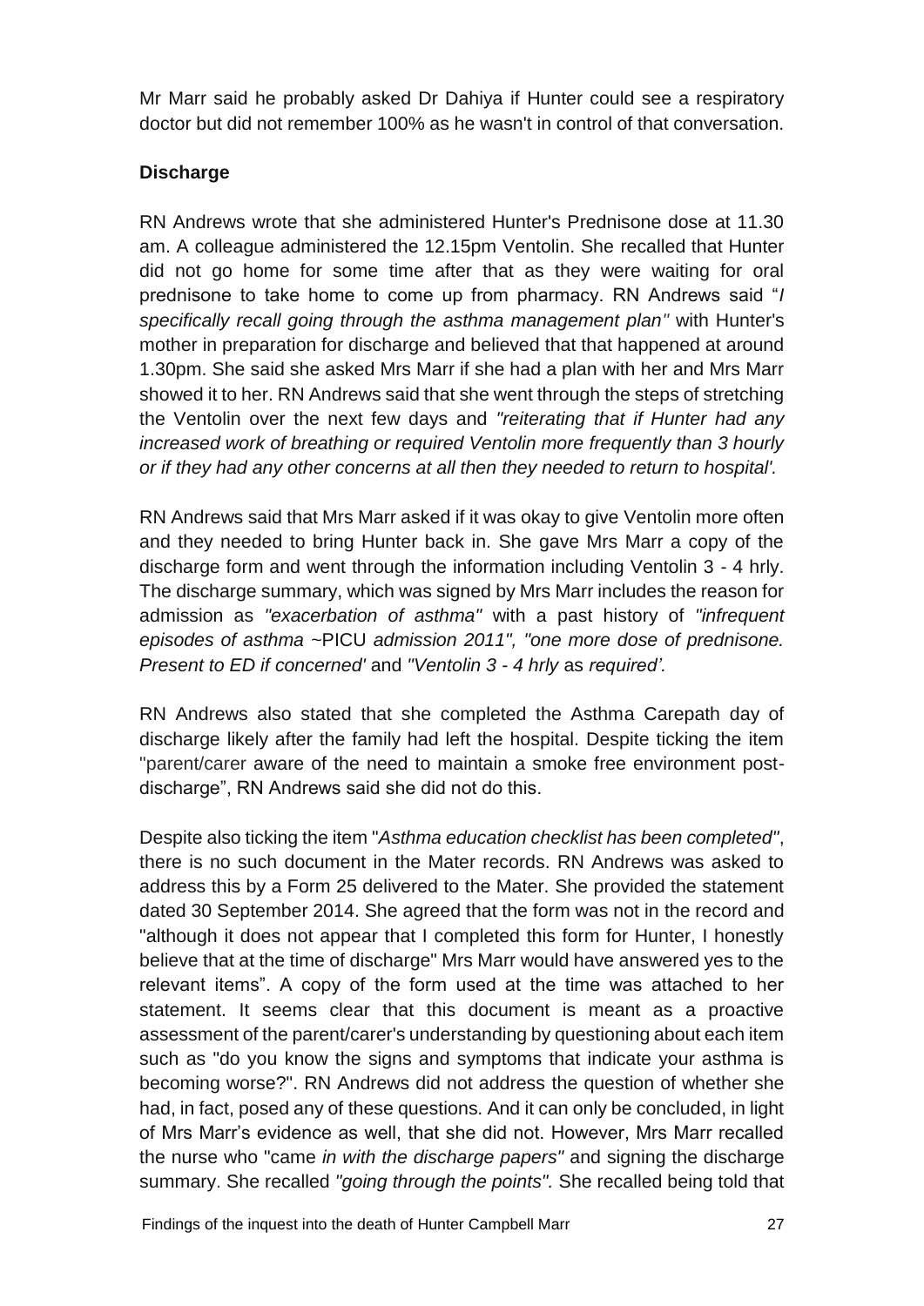Mr Marr said he probably asked Dr Dahiya if Hunter could see a respiratory doctor but did not remember 100% as he wasn't in control of that conversation.

**Discharge**

RN Andrews wrote that she administered Hunter's Prednisone dose at 11.30 am. A colleague administered the 12.15pm Ventolin. She recalled that Hunter did not go home for some time after that as they were waiting for oral prednisone to take home to come up from pharmacy. RN Andrews said "*I specifically recall going through the asthma management plan"* with Hunter's mother in preparation for discharge and believed that that happened at around 1.30pm. She said she asked Mrs Marr if she had a plan with her and Mrs Marr showed it to her. RN Andrews said that she went through the steps of stretching the Ventolin over the next few days and *"reiterating that if Hunter had any increased work of breathing or required Ventolin more frequently than 3 hourly or if they had any other concerns at all then they needed to return to hospital'.*

RN Andrews said that Mrs Marr asked if it was okay to give Ventolin more often and they needed to bring Hunter back in. She gave Mrs Marr a copy of the discharge form and went through the information including Ventolin 3 - 4 hrly. The discharge summary, which was signed by Mrs Marr includes the reason for admission as *"exacerbation of asthma"* with a past history of *"infrequent episodes of asthma* ~PICU *admission 2011", "one more dose of prednisone. Present to ED if concerned'* and *"Ventolin 3 - 4 hrly* as *required'.*

RN Andrews also stated that she completed the Asthma Carepath day of discharge likely after the family had left the hospital. Despite ticking the item "parent/carer aware of the need to maintain a smoke free environment post-discharge", RN Andrews said she did not do this.

Despite also ticking the item "*Asthma education checklist has been completed"*, there is no such document in the Mater records. RN Andrews was asked to address this by a Form 25 delivered to the Mater. She provided the statement dated 30 September 2014. She agreed that the form was not in the record and "although it does not appear that I completed this form for Hunter, I honestly believe that at the time of discharge" Mrs Marr would have answered yes to the relevant items". A copy of the form used at the time was attached to her statement. It seems clear that this document is meant as a proactive assessment of the parent/carer's understanding by questioning about each item such as "do you know the signs and symptoms that indicate your asthma is becoming worse?". RN Andrews did not address the question of whether she had, in fact, posed any of these questions. And it can only be concluded, in light of Mrs Marr's evidence as well, that she did not. However, Mrs Marr recalled the nurse who "came *in with the discharge papers"* and signing the discharge summary. She recalled *"going through the points".* She recalled being told that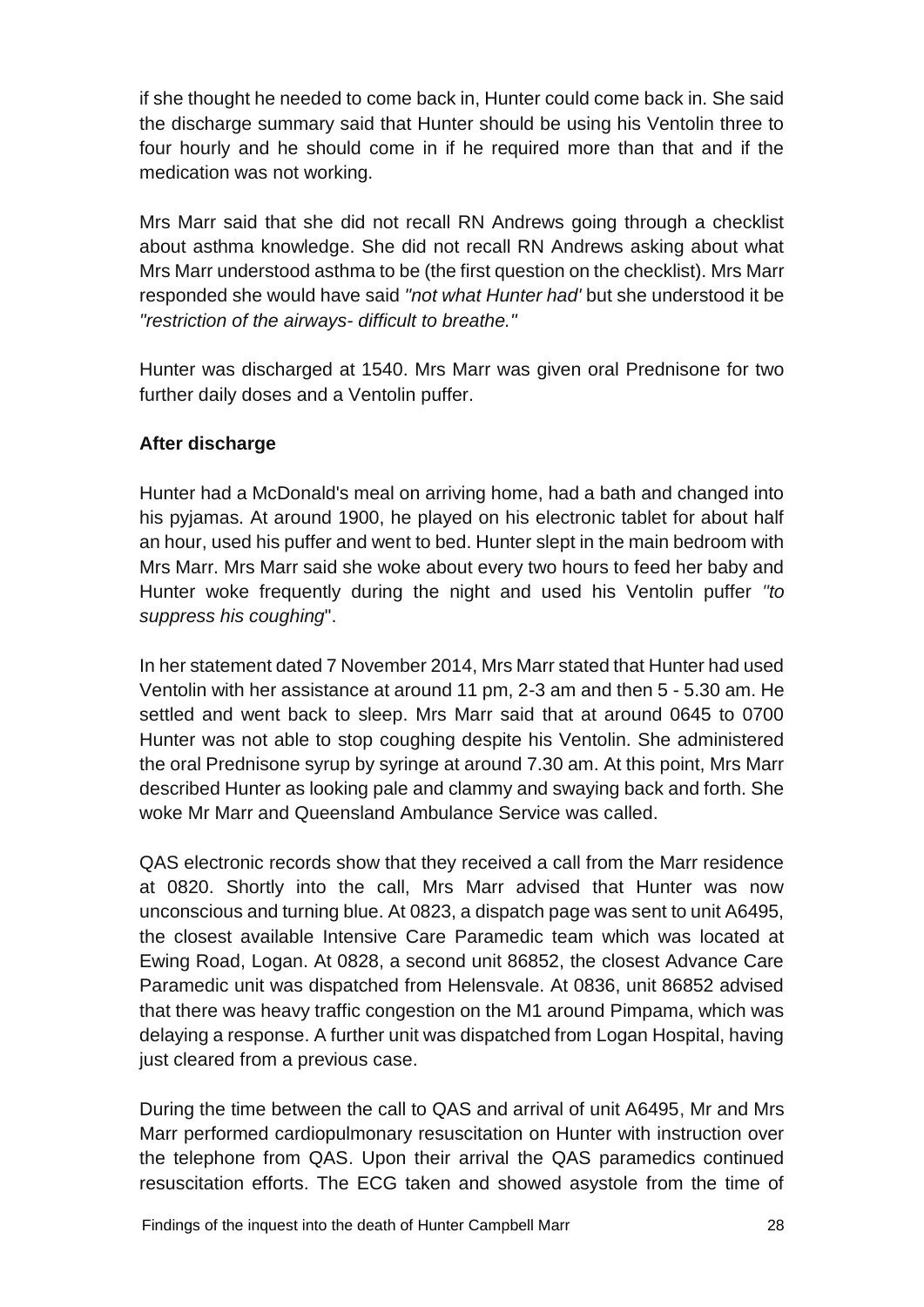if she thought he needed to come back in, Hunter could come back in. She said the discharge summary said that Hunter should be using his Ventolin three to four hourly and he should come in if he required more than that and if the medication was not working.

Mrs Marr said that she did not recall RN Andrews going through a checklist about asthma knowledge. She did not recall RN Andrews asking about what Mrs Marr understood asthma to be (the first question on the checklist). Mrs Marr responded she would have said *"not what Hunter had'* but she understood it be *"restriction of the airways- difficult to breathe."*

Hunter was discharged at 1540. Mrs Marr was given oral Prednisone for two further daily doses and a Ventolin puffer.

**After discharge**

Hunter had a McDonald's meal on arriving home, had a bath and changed into his pyjamas. At around 1900, he played on his electronic tablet for about half an hour, used his puffer and went to bed. Hunter slept in the main bedroom with Mrs Marr. Mrs Marr said she woke about every two hours to feed her baby and Hunter woke frequently during the night and used his Ventolin puffer *"to suppress his coughing*".

In her statement dated 7 November 2014, Mrs Marr stated that Hunter had used Ventolin with her assistance at around 11 pm, 2-3 am and then 5 - 5.30 am. He settled and went back to sleep. Mrs Marr said that at around 0645 to 0700 Hunter was not able to stop coughing despite his Ventolin. She administered the oral Prednisone syrup by syringe at around 7.30 am. At this point, Mrs Marr described Hunter as looking pale and clammy and swaying back and forth. She woke Mr Marr and Queensland Ambulance Service was called.

QAS electronic records show that they received a call from the Marr residence at 0820. Shortly into the call, Mrs Marr advised that Hunter was now unconscious and turning blue. At 0823, a dispatch page was sent to unit A6495, the closest available Intensive Care Paramedic team which was located at Ewing Road, Logan. At 0828, a second unit 86852, the closest Advance Care Paramedic unit was dispatched from Helensvale. At 0836, unit 86852 advised that there was heavy traffic congestion on the M1 around Pimpama, which was delaying a response. A further unit was dispatched from Logan Hospital, having just cleared from a previous case.

During the time between the call to QAS and arrival of unit A6495, Mr and Mrs Marr performed cardiopulmonary resuscitation on Hunter with instruction over the telephone from QAS. Upon their arrival the QAS paramedics continued resuscitation efforts. The ECG taken and showed asystole from the time of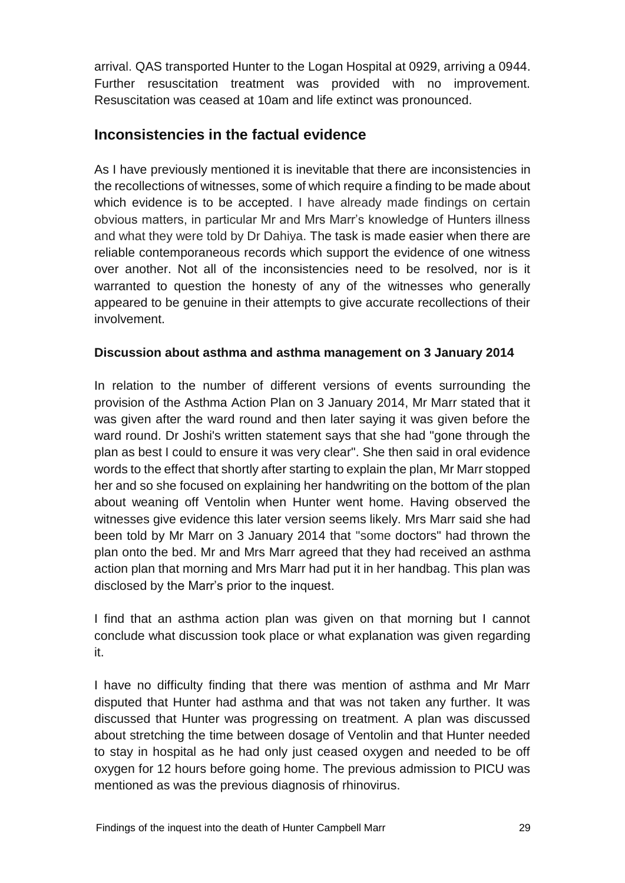arrival. QAS transported Hunter to the Logan Hospital at 0929, arriving a 0944. Further resuscitation treatment was provided with no improvement. Resuscitation was ceased at 10am and life extinct was pronounced.

## Inconsistencies in the factual evidence

As I have previously mentioned it is inevitable that there are inconsistencies in the recollections of witnesses, some of which require a finding to be made about which evidence is to be accepted. I have already made findings on certain obvious matters, in particular Mr and Mrs Marr's knowledge of Hunters illness and what they were told by Dr Dahiya. The task is made easier when there are reliable contemporaneous records which support the evidence of one witness over another. Not all of the inconsistencies need to be resolved, nor is it warranted to question the honesty of any of the witnesses who generally appeared to be genuine in their attempts to give accurate recollections of their involvement.

### Discussion about asthma and asthma management on 3 January 2014

In relation to the number of different versions of events surrounding the provision of the Asthma Action Plan on 3 January 2014, Mr Marr stated that it was given after the ward round and then later saying it was given before the ward round. Dr Joshi's written statement says that she had "gone through the plan as best I could to ensure it was very clear". She then said in oral evidence words to the effect that shortly after starting to explain the plan, Mr Marr stopped her and so she focused on explaining her handwriting on the bottom of the plan about weaning off Ventolin when Hunter went home. Having observed the witnesses give evidence this later version seems likely. Mrs Marr said she had been told by Mr Marr on 3 January 2014 that "some doctors" had thrown the plan onto the bed. Mr and Mrs Marr agreed that they had received an asthma action plan that morning and Mrs Marr had put it in her handbag. This plan was disclosed by the Marr's prior to the inquest.

I find that an asthma action plan was given on that morning but I cannot conclude what discussion took place or what explanation was given regarding it.

I have no difficulty finding that there was mention of asthma and Mr Marr disputed that Hunter had asthma and that was not taken any further. It was discussed that Hunter was progressing on treatment. A plan was discussed about stretching the time between dosage of Ventolin and that Hunter needed to stay in hospital as he had only just ceased oxygen and needed to be off oxygen for 12 hours before going home. The previous admission to PICU was mentioned as was the previous diagnosis of rhinovirus.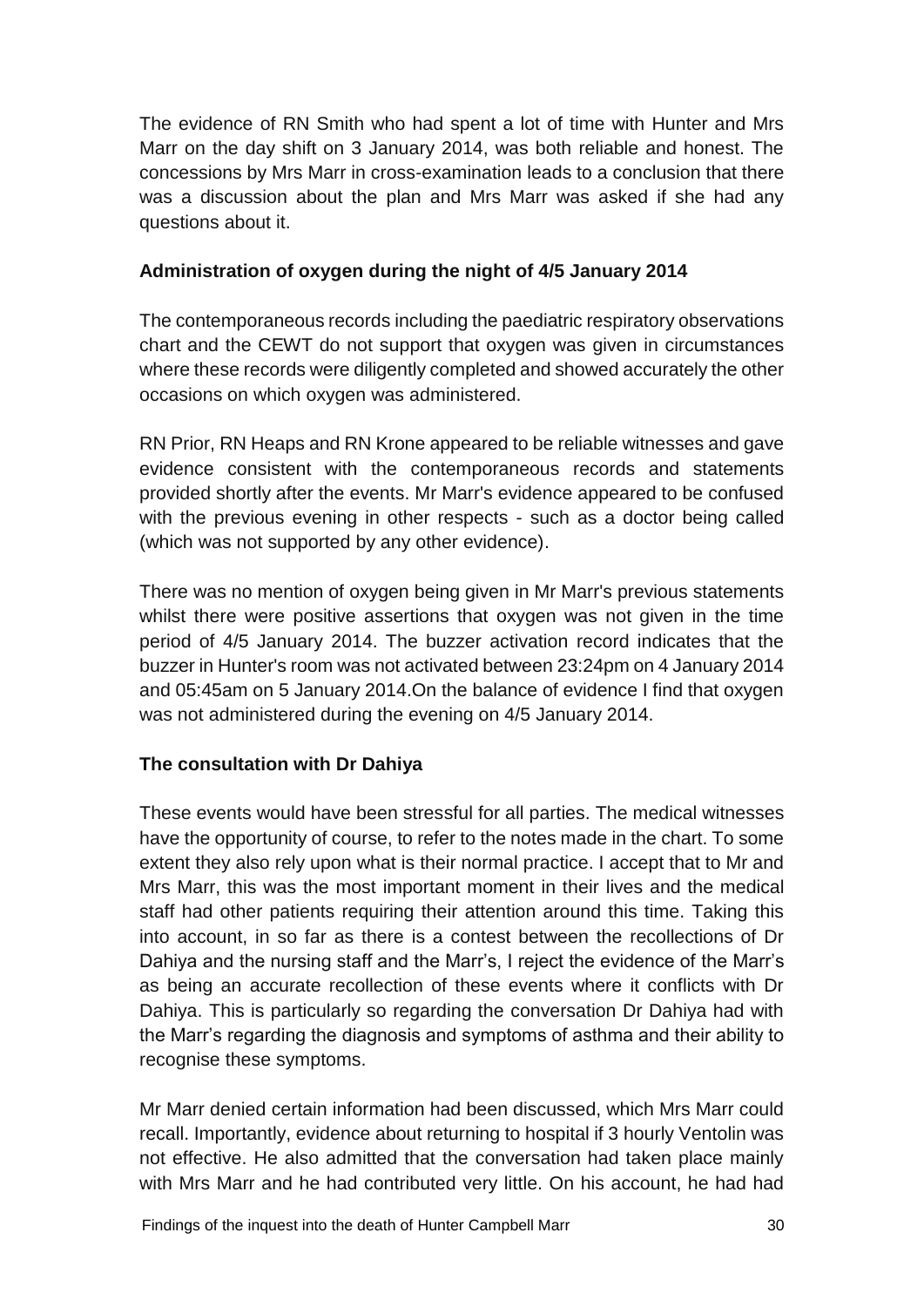The evidence of RN Smith who had spent a lot of time with Hunter and Mrs Marr on the day shift on 3 January 2014, was both reliable and honest. The concessions by Mrs Marr in cross-examination leads to a conclusion that there was a discussion about the plan and Mrs Marr was asked if she had any questions about it.

**Administration of oxygen during the night of 4/5 January 2014**

The contemporaneous records including the paediatric respiratory observations chart and the CEWT do not support that oxygen was given in circumstances where these records were diligently completed and showed accurately the other occasions on which oxygen was administered.

RN Prior, RN Heaps and RN Krone appeared to be reliable witnesses and gave evidence consistent with the contemporaneous records and statements provided shortly after the events. Mr Marr's evidence appeared to be confused with the previous evening in other respects - such as a doctor being called (which was not supported by any other evidence).

There was no mention of oxygen being given in Mr Marr's previous statements whilst there were positive assertions that oxygen was not given in the time period of 4/5 January 2014. The buzzer activation record indicates that the buzzer in Hunter's room was not activated between 23:24pm on 4 January 2014 and 05:45am on 5 January 2014.On the balance of evidence I find that oxygen was not administered during the evening on 4/5 January 2014.

**The consultation with Dr Dahiya**

These events would have been stressful for all parties. The medical witnesses have the opportunity of course, to refer to the notes made in the chart. To some extent they also rely upon what is their normal practice. I accept that to Mr and Mrs Marr, this was the most important moment in their lives and the medical staff had other patients requiring their attention around this time. Taking this into account, in so far as there is a contest between the recollections of Dr Dahiya and the nursing staff and the Marr's, I reject the evidence of the Marr's as being an accurate recollection of these events where it conflicts with Dr Dahiya. This is particularly so regarding the conversation Dr Dahiya had with the Marr's regarding the diagnosis and symptoms of asthma and their ability to recognise these symptoms.

Mr Marr denied certain information had been discussed, which Mrs Marr could recall. Importantly, evidence about returning to hospital if 3 hourly Ventolin was not effective. He also admitted that the conversation had taken place mainly with Mrs Marr and he had contributed very little. On his account, he had had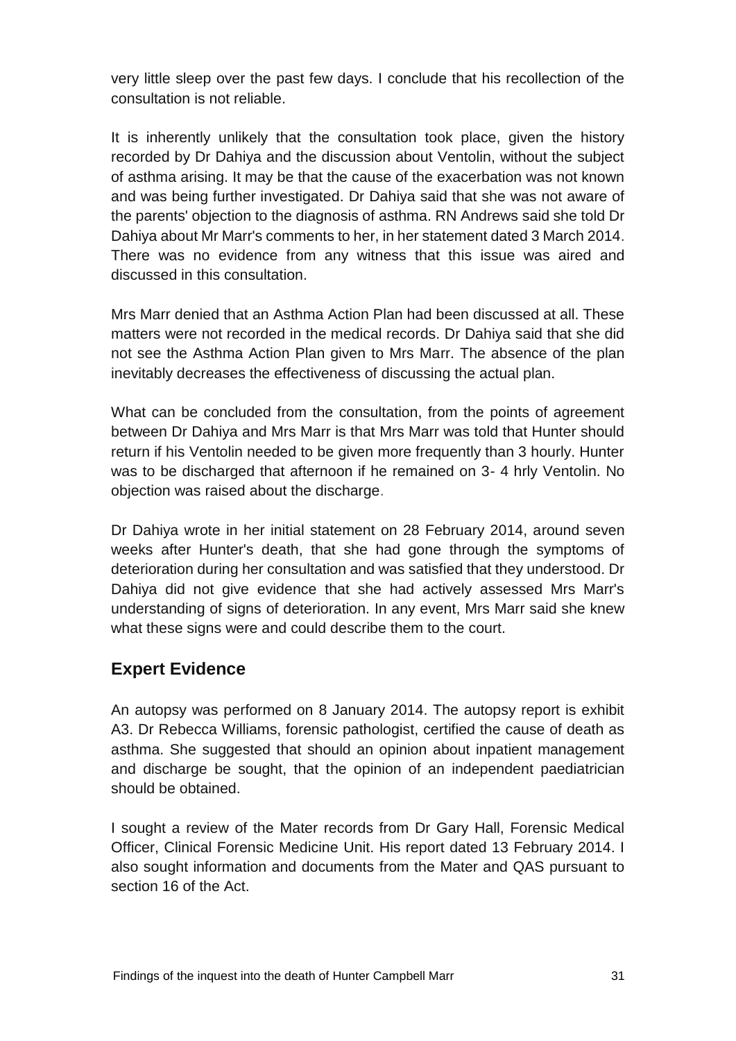very little sleep over the past few days. I conclude that his recollection of the consultation is not reliable.

It is inherently unlikely that the consultation took place, given the history recorded by Dr Dahiya and the discussion about Ventolin, without the subject of asthma arising. It may be that the cause of the exacerbation was not known and was being further investigated. Dr Dahiya said that she was not aware of the parents' objection to the diagnosis of asthma. RN Andrews said she told Dr Dahiya about Mr Marr's comments to her, in her statement dated 3 March 2014. There was no evidence from any witness that this issue was aired and discussed in this consultation.

Mrs Marr denied that an Asthma Action Plan had been discussed at all. These matters were not recorded in the medical records. Dr Dahiya said that she did not see the Asthma Action Plan given to Mrs Marr. The absence of the plan inevitably decreases the effectiveness of discussing the actual plan.

What can be concluded from the consultation, from the points of agreement between Dr Dahiya and Mrs Marr is that Mrs Marr was told that Hunter should return if his Ventolin needed to be given more frequently than 3 hourly. Hunter was to be discharged that afternoon if he remained on 3- 4 hrly Ventolin. No objection was raised about the discharge.

Dr Dahiya wrote in her initial statement on 28 February 2014, around seven weeks after Hunter's death, that she had gone through the symptoms of deterioration during her consultation and was satisfied that they understood. Dr Dahiya did not give evidence that she had actively assessed Mrs Marr's understanding of signs of deterioration. In any event, Mrs Marr said she knew what these signs were and could describe them to the court.

## Expert Evidence

An autopsy was performed on 8 January 2014. The autopsy report is exhibit A3. Dr Rebecca Williams, forensic pathologist, certified the cause of death as asthma. She suggested that should an opinion about inpatient management and discharge be sought, that the opinion of an independent paediatrician should be obtained.

I sought a review of the Mater records from Dr Gary Hall, Forensic Medical Officer, Clinical Forensic Medicine Unit. His report dated 13 February 2014. I also sought information and documents from the Mater and QAS pursuant to section 16 of the Act.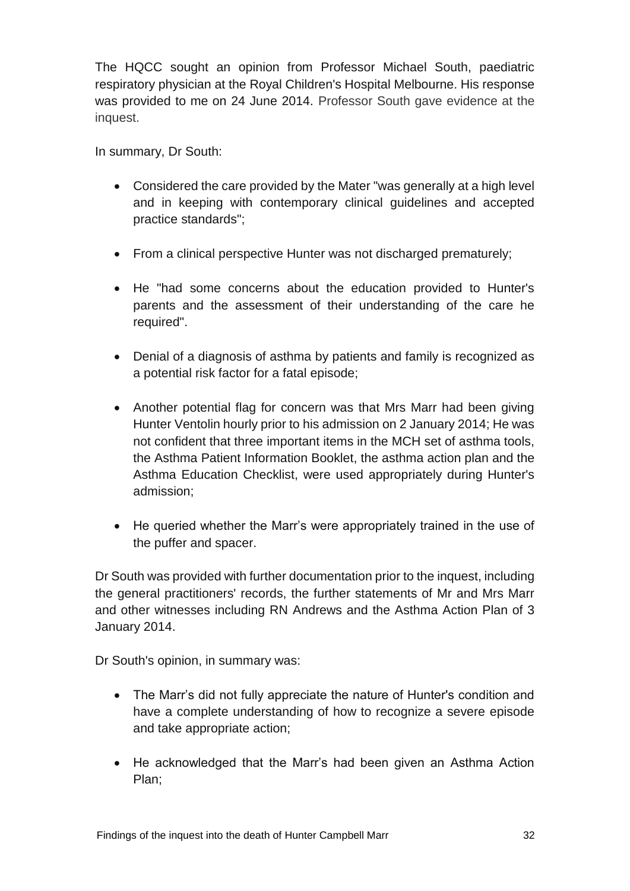The HQCC sought an opinion from Professor Michael South, paediatric respiratory physician at the Royal Children's Hospital Melbourne. His response was provided to me on 24 June 2014. Professor South gave evidence at the inquest.

In summary, Dr South:

- Considered the care provided by the Mater "was generally at a high level and in keeping with contemporary clinical guidelines and accepted practice standards";
- From a clinical perspective Hunter was not discharged prematurely;
- He "had some concerns about the education provided to Hunter's parents and the assessment of their understanding of the care he required".
- Denial of a diagnosis of asthma by patients and family is recognized as a potential risk factor for a fatal episode;
- Another potential flag for concern was that Mrs Marr had been giving Hunter Ventolin hourly prior to his admission on 2 January 2014; He was not confident that three important items in the MCH set of asthma tools, the Asthma Patient Information Booklet, the asthma action plan and the Asthma Education Checklist, were used appropriately during Hunter's admission;
- He queried whether the Marr's were appropriately trained in the use of the puffer and spacer.

Dr South was provided with further documentation prior to the inquest, including the general practitioners' records, the further statements of Mr and Mrs Marr and other witnesses including RN Andrews and the Asthma Action Plan of 3 January 2014.

Dr South's opinion, in summary was:

- The Marr's did not fully appreciate the nature of Hunter's condition and have a complete understanding of how to recognize a severe episode and take appropriate action;
- He acknowledged that the Marr's had been given an Asthma Action Plan;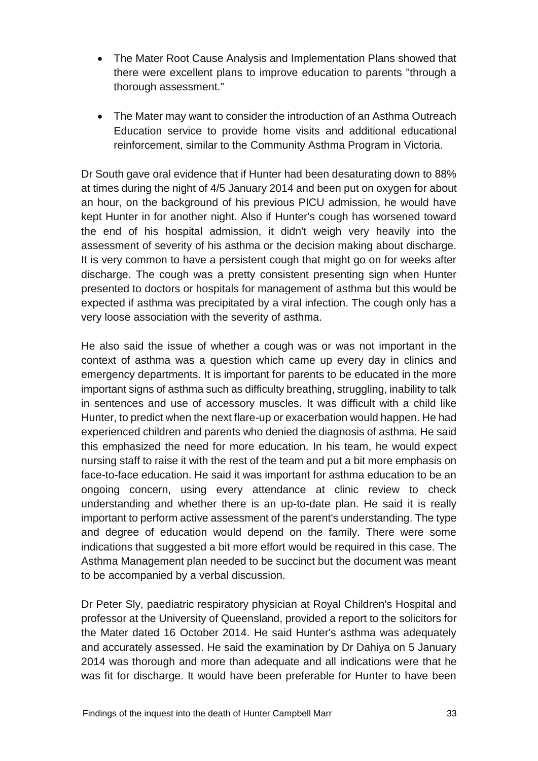- The Mater Root Cause Analysis and Implementation Plans showed that there were excellent plans to improve education to parents "through a thorough assessment."

- The Mater may want to consider the introduction of an Asthma Outreach Education service to provide home visits and additional educational reinforcement, similar to the Community Asthma Program in Victoria.

Dr South gave oral evidence that if Hunter had been desaturating down to 88% at times during the night of 4/5 January 2014 and been put on oxygen for about an hour, on the background of his previous PICU admission, he would have kept Hunter in for another night. Also if Hunter's cough has worsened toward the end of his hospital admission, it didn't weigh very heavily into the assessment of severity of his asthma or the decision making about discharge. It is very common to have a persistent cough that might go on for weeks after discharge. The cough was a pretty consistent presenting sign when Hunter presented to doctors or hospitals for management of asthma but this would be expected if asthma was precipitated by a viral infection. The cough only has a very loose association with the severity of asthma.

He also said the issue of whether a cough was or was not important in the context of asthma was a question which came up every day in clinics and emergency departments. It is important for parents to be educated in the more important signs of asthma such as difficulty breathing, struggling, inability to talk in sentences and use of accessory muscles. It was difficult with a child like Hunter, to predict when the next flare-up or exacerbation would happen. He had experienced children and parents who denied the diagnosis of asthma. He said this emphasized the need for more education. In his team, he would expect nursing staff to raise it with the rest of the team and put a bit more emphasis on face-to-face education. He said it was important for asthma education to be an ongoing concern, using every attendance at clinic review to check understanding and whether there is an up-to-date plan. He said it is really important to perform active assessment of the parent's understanding. The type and degree of education would depend on the family. There were some indications that suggested a bit more effort would be required in this case. The Asthma Management plan needed to be succinct but the document was meant to be accompanied by a verbal discussion.

Dr Peter Sly, paediatric respiratory physician at Royal Children's Hospital and professor at the University of Queensland, provided a report to the solicitors for the Mater dated 16 October 2014. He said Hunter's asthma was adequately and accurately assessed. He said the examination by Dr Dahiya on 5 January 2014 was thorough and more than adequate and all indications were that he was fit for discharge. It would have been preferable for Hunter to have been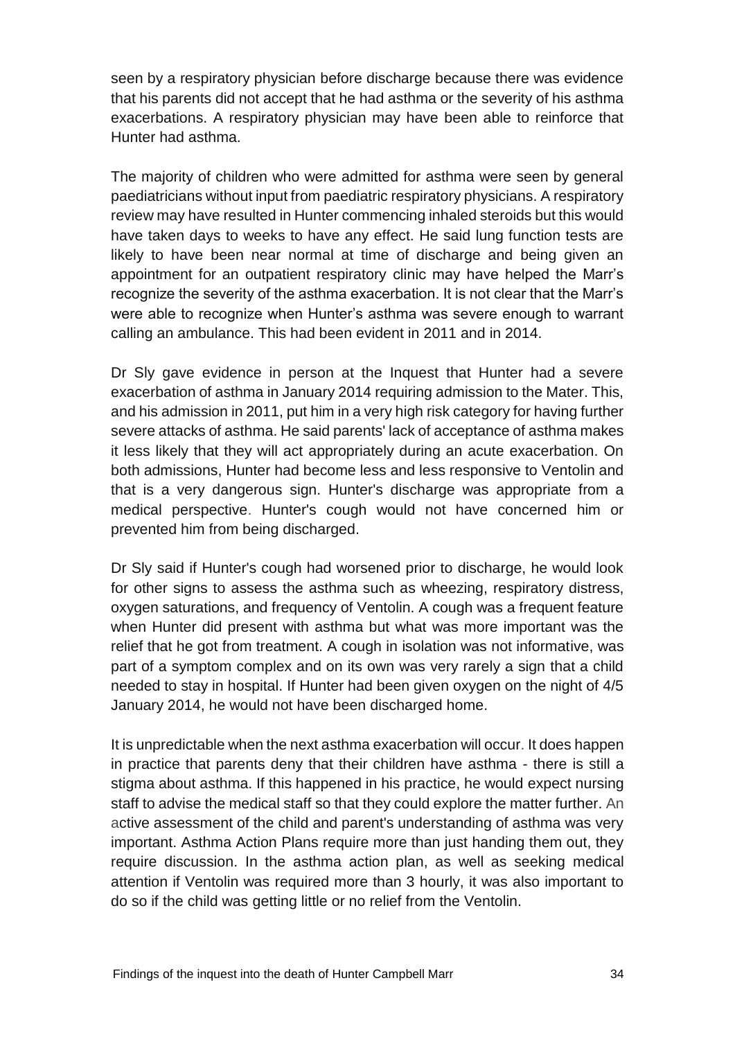seen by a respiratory physician before discharge because there was evidence that his parents did not accept that he had asthma or the severity of his asthma exacerbations. A respiratory physician may have been able to reinforce that Hunter had asthma.

The majority of children who were admitted for asthma were seen by general paediatricians without input from paediatric respiratory physicians. A respiratory review may have resulted in Hunter commencing inhaled steroids but this would have taken days to weeks to have any effect. He said lung function tests are likely to have been near normal at time of discharge and being given an appointment for an outpatient respiratory clinic may have helped the Marr's recognize the severity of the asthma exacerbation. It is not clear that the Marr's were able to recognize when Hunter's asthma was severe enough to warrant calling an ambulance. This had been evident in 2011 and in 2014.

Dr Sly gave evidence in person at the Inquest that Hunter had a severe exacerbation of asthma in January 2014 requiring admission to the Mater. This, and his admission in 2011, put him in a very high risk category for having further severe attacks of asthma. He said parents' lack of acceptance of asthma makes it less likely that they will act appropriately during an acute exacerbation. On both admissions, Hunter had become less and less responsive to Ventolin and that is a very dangerous sign. Hunter's discharge was appropriate from a medical perspective. Hunter's cough would not have concerned him or prevented him from being discharged.

Dr Sly said if Hunter's cough had worsened prior to discharge, he would look for other signs to assess the asthma such as wheezing, respiratory distress, oxygen saturations, and frequency of Ventolin. A cough was a frequent feature when Hunter did present with asthma but what was more important was the relief that he got from treatment. A cough in isolation was not informative, was part of a symptom complex and on its own was very rarely a sign that a child needed to stay in hospital. If Hunter had been given oxygen on the night of 4/5 January 2014, he would not have been discharged home.

It is unpredictable when the next asthma exacerbation will occur. It does happen in practice that parents deny that their children have asthma - there is still a stigma about asthma. If this happened in his practice, he would expect nursing staff to advise the medical staff so that they could explore the matter further. An active assessment of the child and parent's understanding of asthma was very important. Asthma Action Plans require more than just handing them out, they require discussion. In the asthma action plan, as well as seeking medical attention if Ventolin was required more than 3 hourly, it was also important to do so if the child was getting little or no relief from the Ventolin.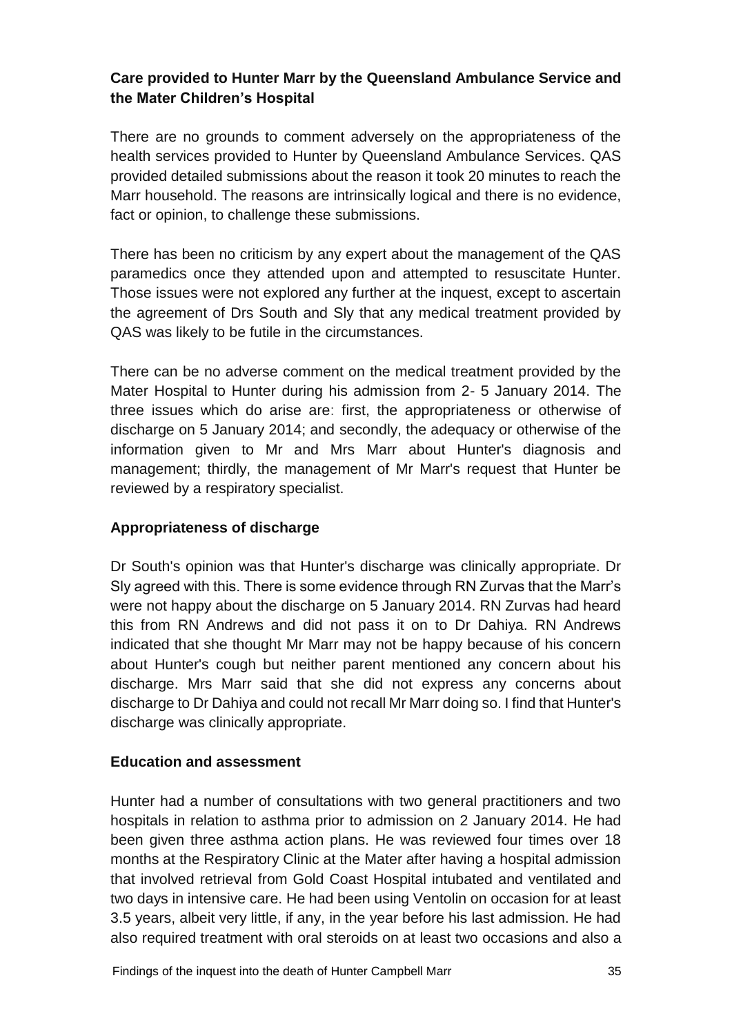### Care provided to Hunter Marr by the Queensland Ambulance Service and the Mater Children's Hospital

There are no grounds to comment adversely on the appropriateness of the health services provided to Hunter by Queensland Ambulance Services. QAS provided detailed submissions about the reason it took 20 minutes to reach the Marr household. The reasons are intrinsically logical and there is no evidence, fact or opinion, to challenge these submissions.

There has been no criticism by any expert about the management of the QAS paramedics once they attended upon and attempted to resuscitate Hunter. Those issues were not explored any further at the inquest, except to ascertain the agreement of Drs South and Sly that any medical treatment provided by QAS was likely to be futile in the circumstances.

There can be no adverse comment on the medical treatment provided by the Mater Hospital to Hunter during his admission from 2- 5 January 2014. The three issues which do arise are: first, the appropriateness or otherwise of discharge on 5 January 2014; and secondly, the adequacy or otherwise of the information given to Mr and Mrs Marr about Hunter's diagnosis and management; thirdly, the management of Mr Marr's request that Hunter be reviewed by a respiratory specialist.

### Appropriateness of discharge

Dr South's opinion was that Hunter's discharge was clinically appropriate. Dr Sly agreed with this. There is some evidence through RN Zurvas that the Marr's were not happy about the discharge on 5 January 2014. RN Zurvas had heard this from RN Andrews and did not pass it on to Dr Dahiya. RN Andrews indicated that she thought Mr Marr may not be happy because of his concern about Hunter's cough but neither parent mentioned any concern about his discharge. Mrs Marr said that she did not express any concerns about discharge to Dr Dahiya and could not recall Mr Marr doing so. I find that Hunter's discharge was clinically appropriate.

### Education and assessment

Hunter had a number of consultations with two general practitioners and two hospitals in relation to asthma prior to admission on 2 January 2014. He had been given three asthma action plans. He was reviewed four times over 18 months at the Respiratory Clinic at the Mater after having a hospital admission that involved retrieval from Gold Coast Hospital intubated and ventilated and two days in intensive care. He had been using Ventolin on occasion for at least 3.5 years, albeit very little, if any, in the year before his last admission. He had also required treatment with oral steroids on at least two occasions and also a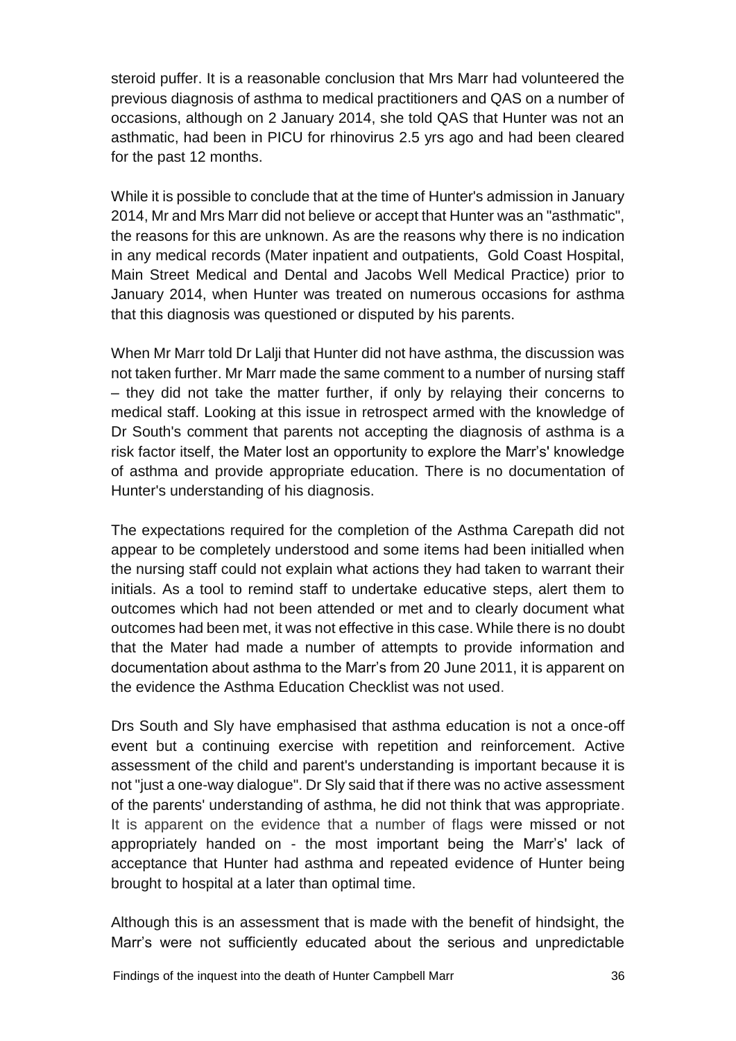steroid puffer. It is a reasonable conclusion that Mrs Marr had volunteered the previous diagnosis of asthma to medical practitioners and QAS on a number of occasions, although on 2 January 2014, she told QAS that Hunter was not an asthmatic, had been in PICU for rhinovirus 2.5 yrs ago and had been cleared for the past 12 months.

While it is possible to conclude that at the time of Hunter's admission in January 2014, Mr and Mrs Marr did not believe or accept that Hunter was an "asthmatic", the reasons for this are unknown. As are the reasons why there is no indication in any medical records (Mater inpatient and outpatients, Gold Coast Hospital, Main Street Medical and Dental and Jacobs Well Medical Practice) prior to January 2014, when Hunter was treated on numerous occasions for asthma that this diagnosis was questioned or disputed by his parents.

When Mr Marr told Dr Lalji that Hunter did not have asthma, the discussion was not taken further. Mr Marr made the same comment to a number of nursing staff – they did not take the matter further, if only by relaying their concerns to medical staff. Looking at this issue in retrospect armed with the knowledge of Dr South's comment that parents not accepting the diagnosis of asthma is a risk factor itself, the Mater lost an opportunity to explore the Marr's' knowledge of asthma and provide appropriate education. There is no documentation of Hunter's understanding of his diagnosis.

The expectations required for the completion of the Asthma Carepath did not appear to be completely understood and some items had been initialled when the nursing staff could not explain what actions they had taken to warrant their initials. As a tool to remind staff to undertake educative steps, alert them to outcomes which had not been attended or met and to clearly document what outcomes had been met, it was not effective in this case. While there is no doubt that the Mater had made a number of attempts to provide information and documentation about asthma to the Marr's from 20 June 2011, it is apparent on the evidence the Asthma Education Checklist was not used.

Drs South and Sly have emphasised that asthma education is not a once-off event but a continuing exercise with repetition and reinforcement. Active assessment of the child and parent's understanding is important because it is not "just a one-way dialogue". Dr Sly said that if there was no active assessment of the parents' understanding of asthma, he did not think that was appropriate. It is apparent on the evidence that a number of flags were missed or not appropriately handed on - the most important being the Marr's' lack of acceptance that Hunter had asthma and repeated evidence of Hunter being brought to hospital at a later than optimal time.

Although this is an assessment that is made with the benefit of hindsight, the Marr's were not sufficiently educated about the serious and unpredictable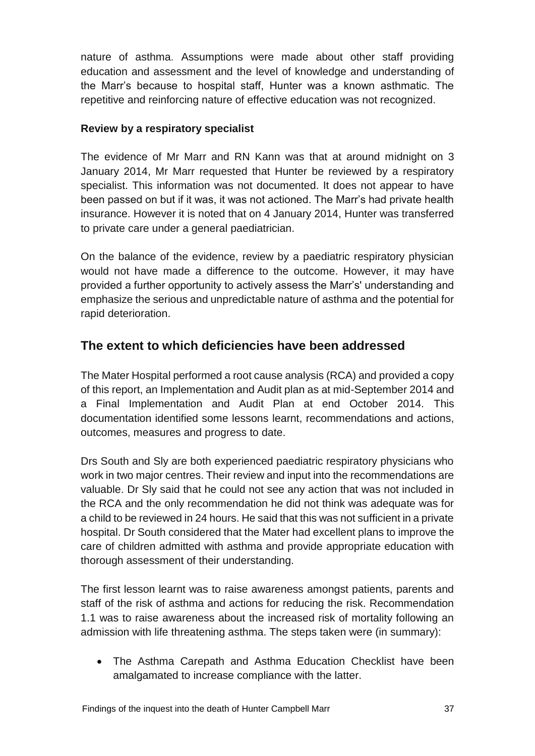nature of asthma. Assumptions were made about other staff providing education and assessment and the level of knowledge and understanding of the Marr's because to hospital staff, Hunter was a known asthmatic. The repetitive and reinforcing nature of effective education was not recognized.

**Review by a respiratory specialist**

The evidence of Mr Marr and RN Kann was that at around midnight on 3 January 2014, Mr Marr requested that Hunter be reviewed by a respiratory specialist. This information was not documented. It does not appear to have been passed on but if it was, it was not actioned. The Marr's had private health insurance. However it is noted that on 4 January 2014, Hunter was transferred to private care under a general paediatrician.

On the balance of the evidence, review by a paediatric respiratory physician would not have made a difference to the outcome. However, it may have provided a further opportunity to actively assess the Marr's' understanding and emphasize the serious and unpredictable nature of asthma and the potential for rapid deterioration.

## The extent to which deficiencies have been addressed

The Mater Hospital performed a root cause analysis (RCA) and provided a copy of this report, an Implementation and Audit plan as at mid-September 2014 and a Final Implementation and Audit Plan at end October 2014. This documentation identified some lessons learnt, recommendations and actions, outcomes, measures and progress to date.

Drs South and Sly are both experienced paediatric respiratory physicians who work in two major centres. Their review and input into the recommendations are valuable. Dr Sly said that he could not see any action that was not included in the RCA and the only recommendation he did not think was adequate was for a child to be reviewed in 24 hours. He said that this was not sufficient in a private hospital. Dr South considered that the Mater had excellent plans to improve the care of children admitted with asthma and provide appropriate education with thorough assessment of their understanding.

The first lesson learnt was to raise awareness amongst patients, parents and staff of the risk of asthma and actions for reducing the risk. Recommendation 1.1 was to raise awareness about the increased risk of mortality following an admission with life threatening asthma. The steps taken were (in summary):

- The Asthma Carepath and Asthma Education Checklist have been amalgamated to increase compliance with the latter.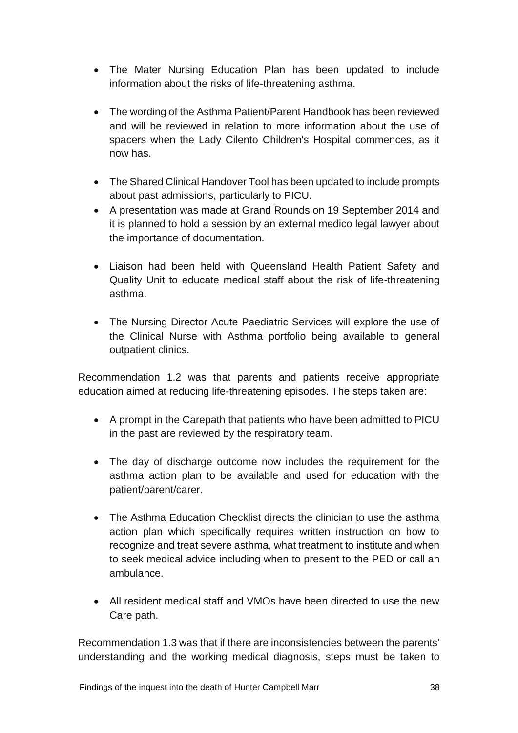- The Mater Nursing Education Plan has been updated to include information about the risks of life-threatening asthma.

- The wording of the Asthma Patient/Parent Handbook has been reviewed and will be reviewed in relation to more information about the use of spacers when the Lady Cilento Children's Hospital commences, as it now has.

- The Shared Clinical Handover Tool has been updated to include prompts about past admissions, particularly to PICU.
- A presentation was made at Grand Rounds on 19 September 2014 and it is planned to hold a session by an external medico legal lawyer about the importance of documentation.

- Liaison had been held with Queensland Health Patient Safety and Quality Unit to educate medical staff about the risk of life-threatening asthma.

- The Nursing Director Acute Paediatric Services will explore the use of the Clinical Nurse with Asthma portfolio being available to general outpatient clinics.

Recommendation 1.2 was that parents and patients receive appropriate education aimed at reducing life-threatening episodes. The steps taken are:

- A prompt in the Carepath that patients who have been admitted to PICU in the past are reviewed by the respiratory team.

- The day of discharge outcome now includes the requirement for the asthma action plan to be available and used for education with the patient/parent/carer.

- The Asthma Education Checklist directs the clinician to use the asthma action plan which specifically requires written instruction on how to recognize and treat severe asthma, what treatment to institute and when to seek medical advice including when to present to the PED or call an ambulance.

- All resident medical staff and VMOs have been directed to use the new Care path.

Recommendation 1.3 was that if there are inconsistencies between the parents' understanding and the working medical diagnosis, steps must be taken to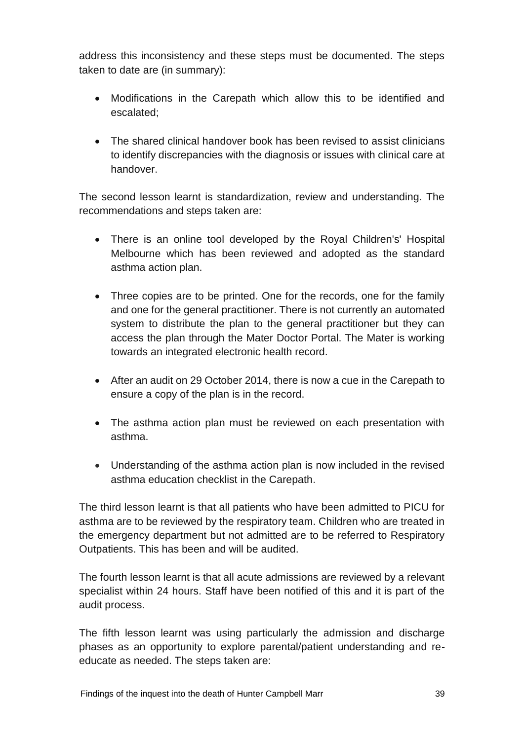address this inconsistency and these steps must be documented. The steps taken to date are (in summary):

- Modifications in the Carepath which allow this to be identified and escalated;
- The shared clinical handover book has been revised to assist clinicians to identify discrepancies with the diagnosis or issues with clinical care at handover.

The second lesson learnt is standardization, review and understanding. The recommendations and steps taken are:

- There is an online tool developed by the Royal Children's' Hospital Melbourne which has been reviewed and adopted as the standard asthma action plan.
- Three copies are to be printed. One for the records, one for the family and one for the general practitioner. There is not currently an automated system to distribute the plan to the general practitioner but they can access the plan through the Mater Doctor Portal. The Mater is working towards an integrated electronic health record.
- After an audit on 29 October 2014, there is now a cue in the Carepath to ensure a copy of the plan is in the record.
- The asthma action plan must be reviewed on each presentation with asthma.
- Understanding of the asthma action plan is now included in the revised asthma education checklist in the Carepath.

The third lesson learnt is that all patients who have been admitted to PICU for asthma are to be reviewed by the respiratory team. Children who are treated in the emergency department but not admitted are to be referred to Respiratory Outpatients. This has been and will be audited.

The fourth lesson learnt is that all acute admissions are reviewed by a relevant specialist within 24 hours. Staff have been notified of this and it is part of the audit process.

The fifth lesson learnt was using particularly the admission and discharge phases as an opportunity to explore parental/patient understanding and re-educate as needed. The steps taken are: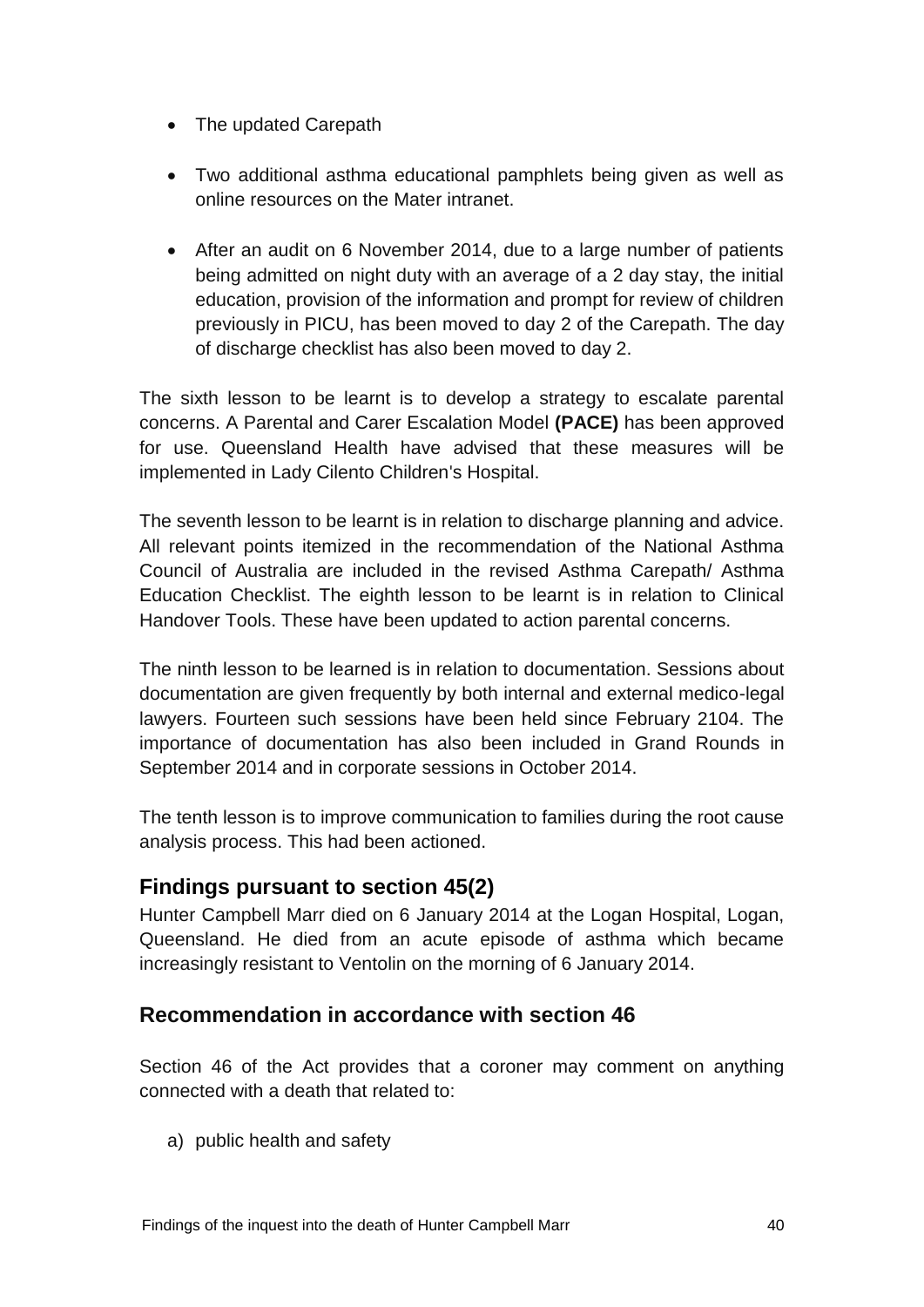- The updated Carepath
- Two additional asthma educational pamphlets being given as well as online resources on the Mater intranet.
- After an audit on 6 November 2014, due to a large number of patients being admitted on night duty with an average of a 2 day stay, the initial education, provision of the information and prompt for review of children previously in PICU, has been moved to day 2 of the Carepath. The day of discharge checklist has also been moved to day 2.

The sixth lesson to be learnt is to develop a strategy to escalate parental concerns. A Parental and Carer Escalation Model **(PACE)** has been approved for use. Queensland Health have advised that these measures will be implemented in Lady Cilento Children's Hospital.

The seventh lesson to be learnt is in relation to discharge planning and advice. All relevant points itemized in the recommendation of the National Asthma Council of Australia are included in the revised Asthma Carepath/ Asthma Education Checklist. The eighth lesson to be learnt is in relation to Clinical Handover Tools. These have been updated to action parental concerns.

The ninth lesson to be learned is in relation to documentation. Sessions about documentation are given frequently by both internal and external medico-legal lawyers. Fourteen such sessions have been held since February 2104. The importance of documentation has also been included in Grand Rounds in September 2014 and in corporate sessions in October 2014.

The tenth lesson is to improve communication to families during the root cause analysis process. This had been actioned.

## Findings pursuant to section 45(2)

Hunter Campbell Marr died on 6 January 2014 at the Logan Hospital, Logan, Queensland. He died from an acute episode of asthma which became increasingly resistant to Ventolin on the morning of 6 January 2014.

## Recommendation in accordance with section 46

Section 46 of the Act provides that a coroner may comment on anything connected with a death that related to:

a) public health and safety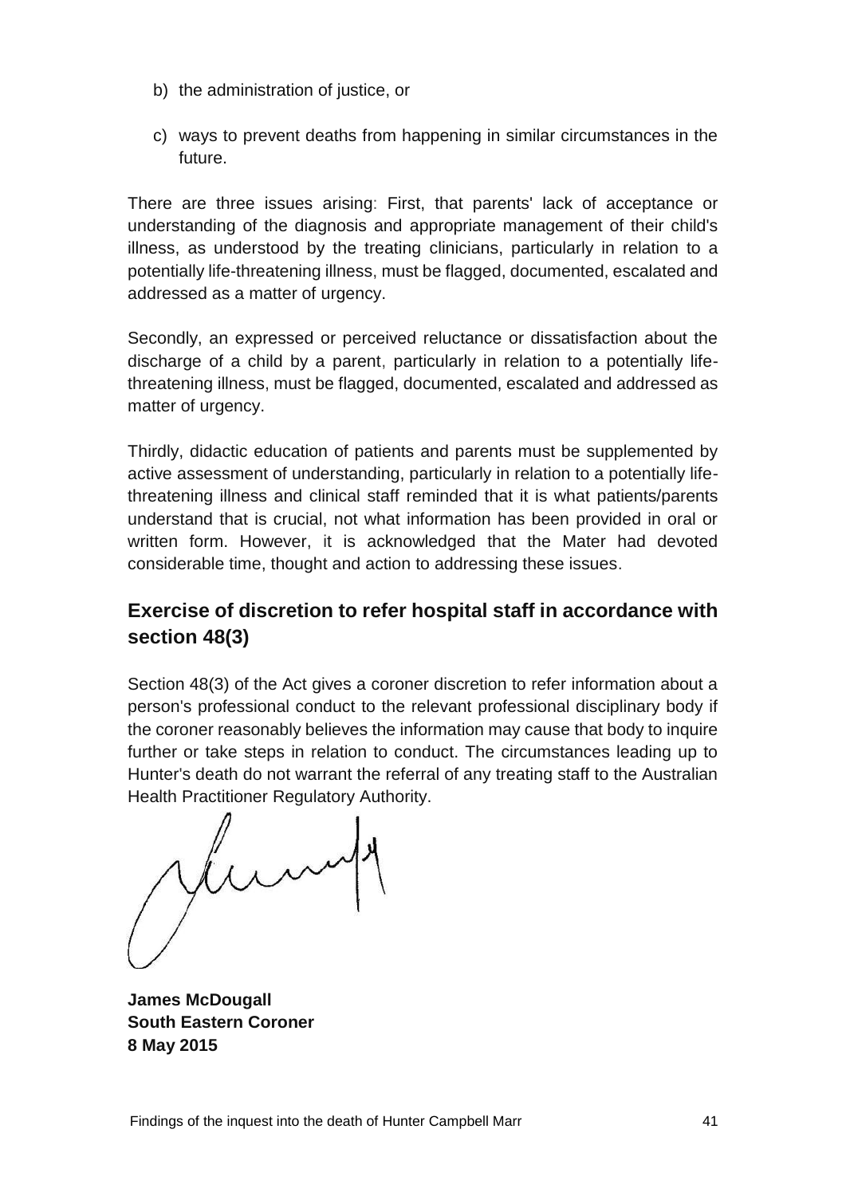b) the administration of justice, or

c) ways to prevent deaths from happening in similar circumstances in the future.

There are three issues arising: First, that parents' lack of acceptance or understanding of the diagnosis and appropriate management of their child's illness, as understood by the treating clinicians, particularly in relation to a potentially life-threatening illness, must be flagged, documented, escalated and addressed as a matter of urgency.

Secondly, an expressed or perceived reluctance or dissatisfaction about the discharge of a child by a parent, particularly in relation to a potentially life-threatening illness, must be flagged, documented, escalated and addressed as matter of urgency.

Thirdly, didactic education of patients and parents must be supplemented by active assessment of understanding, particularly in relation to a potentially life-threatening illness and clinical staff reminded that it is what patients/parents understand that is crucial, not what information has been provided in oral or written form. However, it is acknowledged that the Mater had devoted considerable time, thought and action to addressing these issues.

## Exercise of discretion to refer hospital staff in accordance with section 48(3)

Section 48(3) of the Act gives a coroner discretion to refer information about a person's professional conduct to the relevant professional disciplinary body if the coroner reasonably believes the information may cause that body to inquire further or take steps in relation to conduct. The circumstances leading up to Hunter's death do not warrant the referral of any treating staff to the Australian Health Practitioner Regulatory Authority.

**James McDougall**
**South Eastern Coroner**
**8 May 2015**